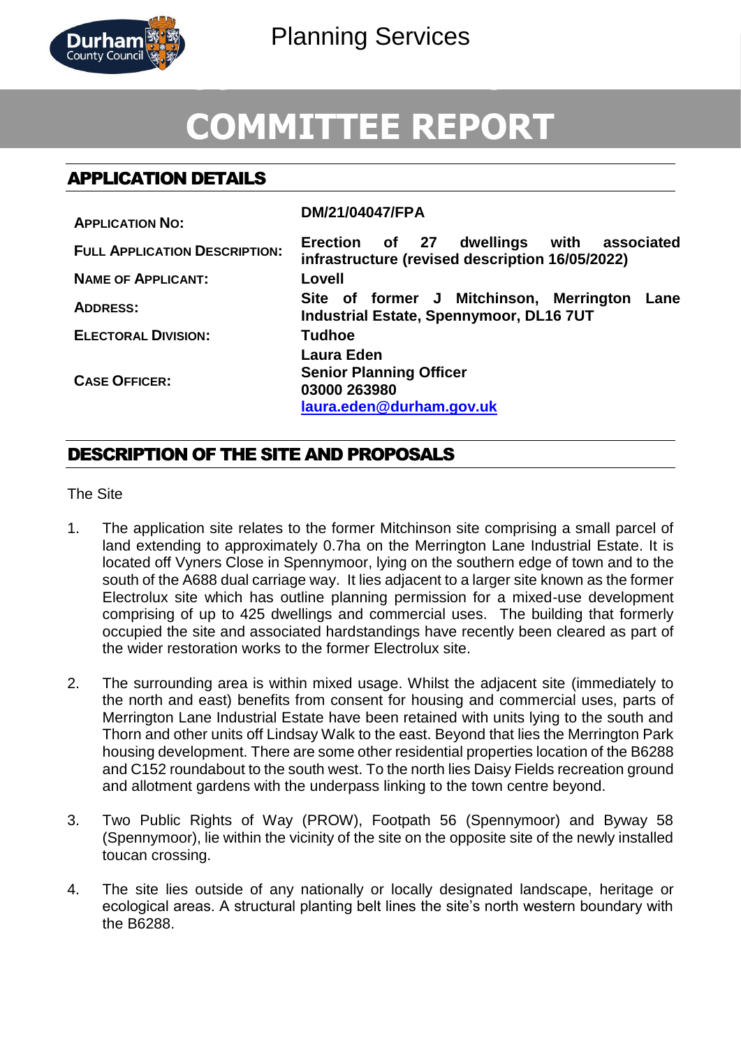Planning Services

# COMMITTEE REPORT

## APPLICATION DETAILS

| | |
|---|---|
| **APPLICATION NO:** | **DM/21/04047/FPA** |
| **FULL APPLICATION DESCRIPTION:** | **Erection of 27 dwellings with associated infrastructure (revised description 16/05/2022)** |
| **NAME OF APPLICANT:** | **Lovell** |
| **ADDRESS:** | **Site of former J Mitchinson, Merrington Lane Industrial Estate, Spennymoor, DL16 7UT** |
| **ELECTORAL DIVISION:** | **Tudhoe** |
| **CASE OFFICER:** | **Laura Eden**<br>**Senior Planning Officer**<br>**03000 263980**<br>**laura.eden@durham.gov.uk** |

## DESCRIPTION OF THE SITE AND PROPOSALS

The Site

1. The application site relates to the former Mitchinson site comprising a small parcel of land extending to approximately 0.7ha on the Merrington Lane Industrial Estate. It is located off Vyners Close in Spennymoor, lying on the southern edge of town and to the south of the A688 dual carriage way. It lies adjacent to a larger site known as the former Electrolux site which has outline planning permission for a mixed-use development comprising of up to 425 dwellings and commercial uses. The building that formerly occupied the site and associated hardstandings have recently been cleared as part of the wider restoration works to the former Electrolux site.

2. The surrounding area is within mixed usage. Whilst the adjacent site (immediately to the north and east) benefits from consent for housing and commercial uses, parts of Merrington Lane Industrial Estate have been retained with units lying to the south and Thorn and other units off Lindsay Walk to the east. Beyond that lies the Merrington Park housing development. There are some other residential properties location of the B6288 and C152 roundabout to the south west. To the north lies Daisy Fields recreation ground and allotment gardens with the underpass linking to the town centre beyond.

3. Two Public Rights of Way (PROW), Footpath 56 (Spennymoor) and Byway 58 (Spennymoor), lie within the vicinity of the site on the opposite site of the newly installed toucan crossing.

4. The site lies outside of any nationally or locally designated landscape, heritage or ecological areas. A structural planting belt lines the site's north western boundary with the B6288.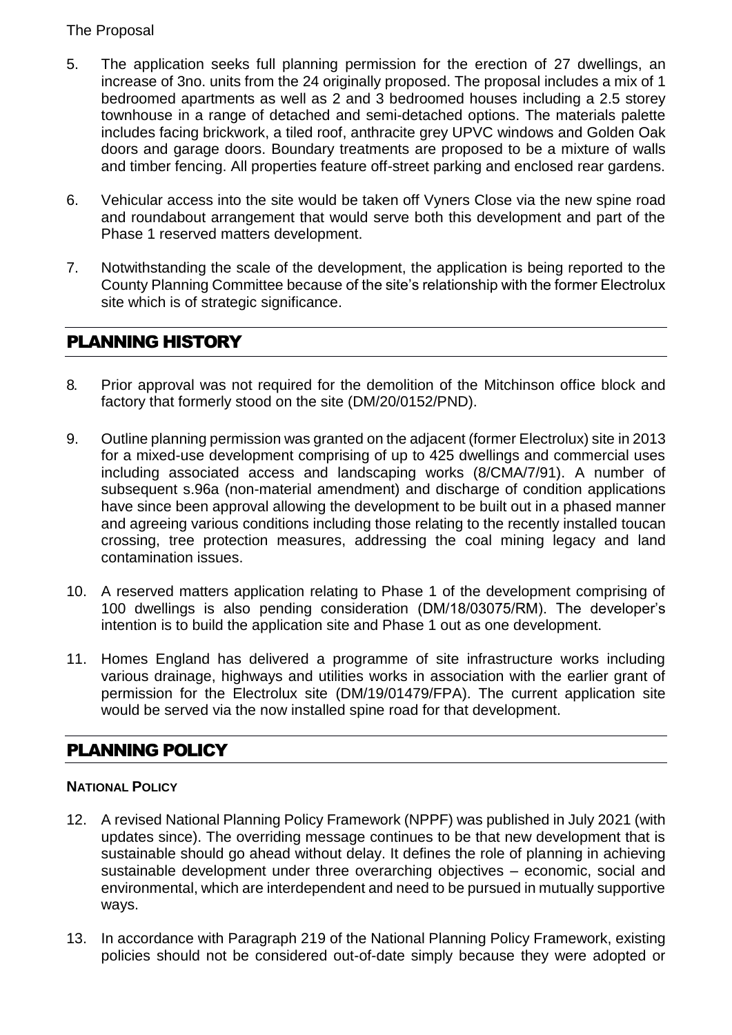The Proposal

5. The application seeks full planning permission for the erection of 27 dwellings, an increase of 3no. units from the 24 originally proposed. The proposal includes a mix of 1 bedroomed apartments as well as 2 and 3 bedroomed houses including a 2.5 storey townhouse in a range of detached and semi-detached options. The materials palette includes facing brickwork, a tiled roof, anthracite grey UPVC windows and Golden Oak doors and garage doors. Boundary treatments are proposed to be a mixture of walls and timber fencing. All properties feature off-street parking and enclosed rear gardens.

6. Vehicular access into the site would be taken off Vyners Close via the new spine road and roundabout arrangement that would serve both this development and part of the Phase 1 reserved matters development.

7. Notwithstanding the scale of the development, the application is being reported to the County Planning Committee because of the site's relationship with the former Electrolux site which is of strategic significance.

## PLANNING HISTORY

8. Prior approval was not required for the demolition of the Mitchinson office block and factory that formerly stood on the site (DM/20/0152/PND).

9. Outline planning permission was granted on the adjacent (former Electrolux) site in 2013 for a mixed-use development comprising of up to 425 dwellings and commercial uses including associated access and landscaping works (8/CMA/7/91). A number of subsequent s.96a (non-material amendment) and discharge of condition applications have since been approval allowing the development to be built out in a phased manner and agreeing various conditions including those relating to the recently installed toucan crossing, tree protection measures, addressing the coal mining legacy and land contamination issues.

10. A reserved matters application relating to Phase 1 of the development comprising of 100 dwellings is also pending consideration (DM/18/03075/RM). The developer's intention is to build the application site and Phase 1 out as one development.

11. Homes England has delivered a programme of site infrastructure works including various drainage, highways and utilities works in association with the earlier grant of permission for the Electrolux site (DM/19/01479/FPA). The current application site would be served via the now installed spine road for that development.

## PLANNING POLICY

### NATIONAL POLICY

12. A revised National Planning Policy Framework (NPPF) was published in July 2021 (with updates since). The overriding message continues to be that new development that is sustainable should go ahead without delay. It defines the role of planning in achieving sustainable development under three overarching objectives – economic, social and environmental, which are interdependent and need to be pursued in mutually supportive ways.

13. In accordance with Paragraph 219 of the National Planning Policy Framework, existing policies should not be considered out-of-date simply because they were adopted or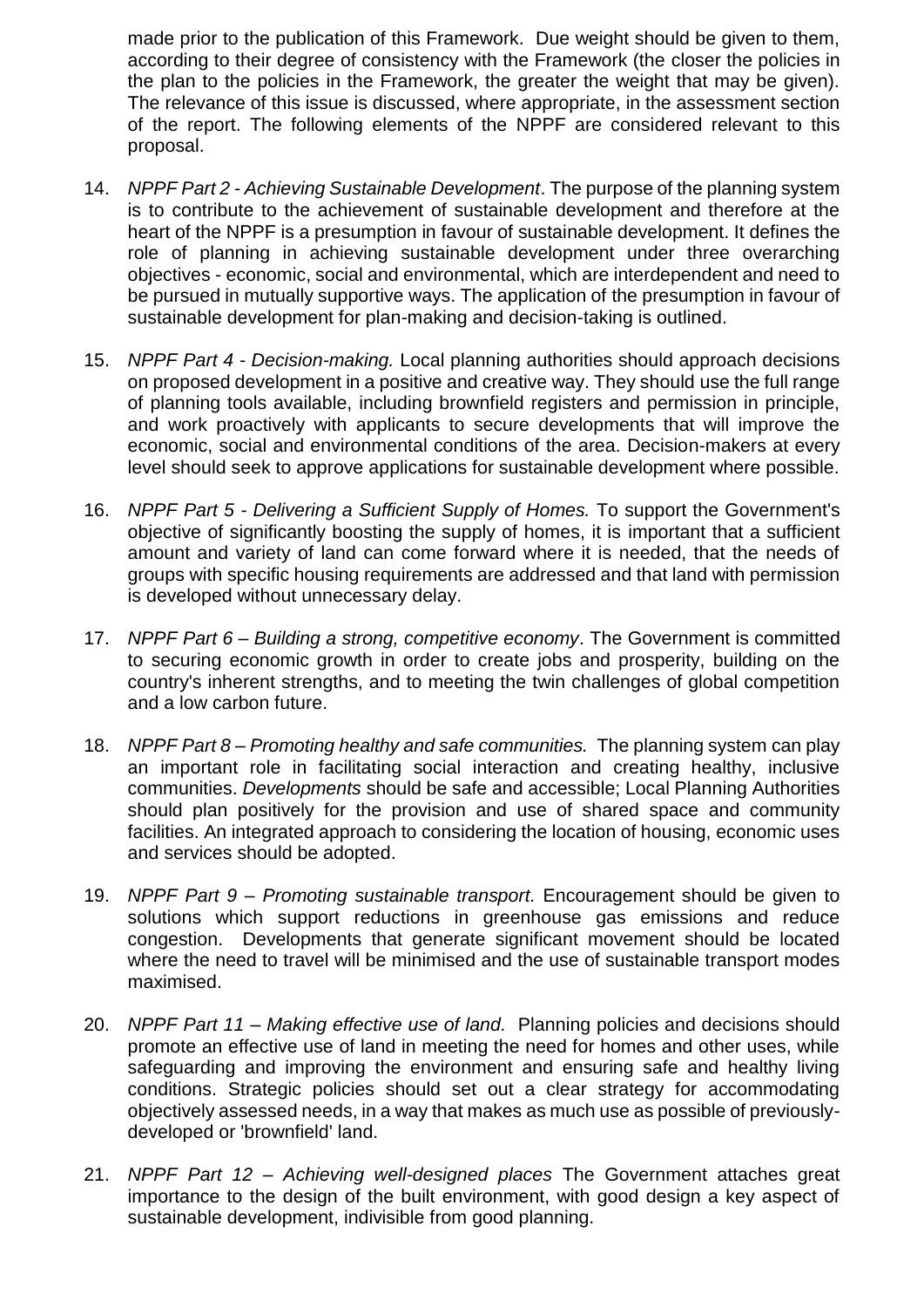made prior to the publication of this Framework. Due weight should be given to them, according to their degree of consistency with the Framework (the closer the policies in the plan to the policies in the Framework, the greater the weight that may be given). The relevance of this issue is discussed, where appropriate, in the assessment section of the report. The following elements of the NPPF are considered relevant to this proposal.

14. *NPPF Part 2 - Achieving Sustainable Development*. The purpose of the planning system is to contribute to the achievement of sustainable development and therefore at the heart of the NPPF is a presumption in favour of sustainable development. It defines the role of planning in achieving sustainable development under three overarching objectives - economic, social and environmental, which are interdependent and need to be pursued in mutually supportive ways. The application of the presumption in favour of sustainable development for plan-making and decision-taking is outlined.

15. *NPPF Part 4 - Decision-making.* Local planning authorities should approach decisions on proposed development in a positive and creative way. They should use the full range of planning tools available, including brownfield registers and permission in principle, and work proactively with applicants to secure developments that will improve the economic, social and environmental conditions of the area. Decision-makers at every level should seek to approve applications for sustainable development where possible.

16. *NPPF Part 5 - Delivering a Sufficient Supply of Homes.* To support the Government's objective of significantly boosting the supply of homes, it is important that a sufficient amount and variety of land can come forward where it is needed, that the needs of groups with specific housing requirements are addressed and that land with permission is developed without unnecessary delay.

17. *NPPF Part 6 – Building a strong, competitive economy*. The Government is committed to securing economic growth in order to create jobs and prosperity, building on the country's inherent strengths, and to meeting the twin challenges of global competition and a low carbon future.

18. *NPPF Part 8 – Promoting healthy and safe communities.* The planning system can play an important role in facilitating social interaction and creating healthy, inclusive communities. *Developments* should be safe and accessible; Local Planning Authorities should plan positively for the provision and use of shared space and community facilities. An integrated approach to considering the location of housing, economic uses and services should be adopted.

19. *NPPF Part 9 – Promoting sustainable transport.* Encouragement should be given to solutions which support reductions in greenhouse gas emissions and reduce congestion. Developments that generate significant movement should be located where the need to travel will be minimised and the use of sustainable transport modes maximised.

20. *NPPF Part 11 – Making effective use of land.* Planning policies and decisions should promote an effective use of land in meeting the need for homes and other uses, while safeguarding and improving the environment and ensuring safe and healthy living conditions. Strategic policies should set out a clear strategy for accommodating objectively assessed needs, in a way that makes as much use as possible of previously-developed or 'brownfield' land.

21. *NPPF Part 12 – Achieving well-designed places* The Government attaches great importance to the design of the built environment, with good design a key aspect of sustainable development, indivisible from good planning.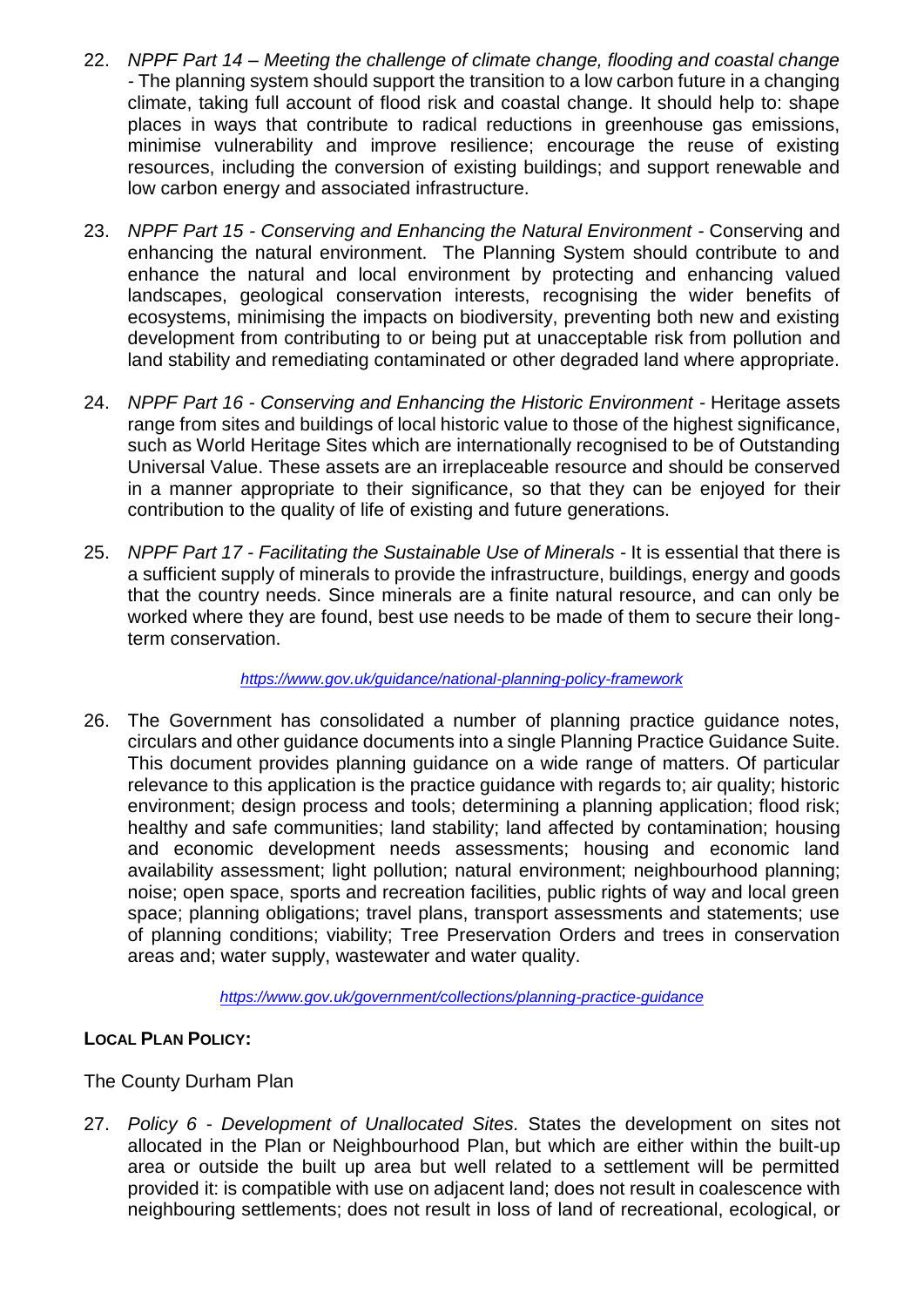22. *NPPF Part 14 – Meeting the challenge of climate change, flooding and coastal change* - The planning system should support the transition to a low carbon future in a changing climate, taking full account of flood risk and coastal change. It should help to: shape places in ways that contribute to radical reductions in greenhouse gas emissions, minimise vulnerability and improve resilience; encourage the reuse of existing resources, including the conversion of existing buildings; and support renewable and low carbon energy and associated infrastructure.

23. *NPPF Part 15 - Conserving and Enhancing the Natural Environment* - Conserving and enhancing the natural environment. The Planning System should contribute to and enhance the natural and local environment by protecting and enhancing valued landscapes, geological conservation interests, recognising the wider benefits of ecosystems, minimising the impacts on biodiversity, preventing both new and existing development from contributing to or being put at unacceptable risk from pollution and land stability and remediating contaminated or other degraded land where appropriate.

24. *NPPF Part 16 - Conserving and Enhancing the Historic Environment* - Heritage assets range from sites and buildings of local historic value to those of the highest significance, such as World Heritage Sites which are internationally recognised to be of Outstanding Universal Value. These assets are an irreplaceable resource and should be conserved in a manner appropriate to their significance, so that they can be enjoyed for their contribution to the quality of life of existing and future generations.

25. *NPPF Part 17 - Facilitating the Sustainable Use of Minerals* - It is essential that there is a sufficient supply of minerals to provide the infrastructure, buildings, energy and goods that the country needs. Since minerals are a finite natural resource, and can only be worked where they are found, best use needs to be made of them to secure their long-term conservation.

*https://www.gov.uk/guidance/national-planning-policy-framework*

26. The Government has consolidated a number of planning practice guidance notes, circulars and other guidance documents into a single Planning Practice Guidance Suite. This document provides planning guidance on a wide range of matters. Of particular relevance to this application is the practice guidance with regards to; air quality; historic environment; design process and tools; determining a planning application; flood risk; healthy and safe communities; land stability; land affected by contamination; housing and economic development needs assessments; housing and economic land availability assessment; light pollution; natural environment; neighbourhood planning; noise; open space, sports and recreation facilities, public rights of way and local green space; planning obligations; travel plans, transport assessments and statements; use of planning conditions; viability; Tree Preservation Orders and trees in conservation areas and; water supply, wastewater and water quality.

*https://www.gov.uk/government/collections/planning-practice-guidance*

**LOCAL PLAN POLICY:**

The County Durham Plan

27. *Policy 6 - Development of Unallocated Sites.* States the development on sites not allocated in the Plan or Neighbourhood Plan, but which are either within the built-up area or outside the built up area but well related to a settlement will be permitted provided it: is compatible with use on adjacent land; does not result in coalescence with neighbouring settlements; does not result in loss of land of recreational, ecological, or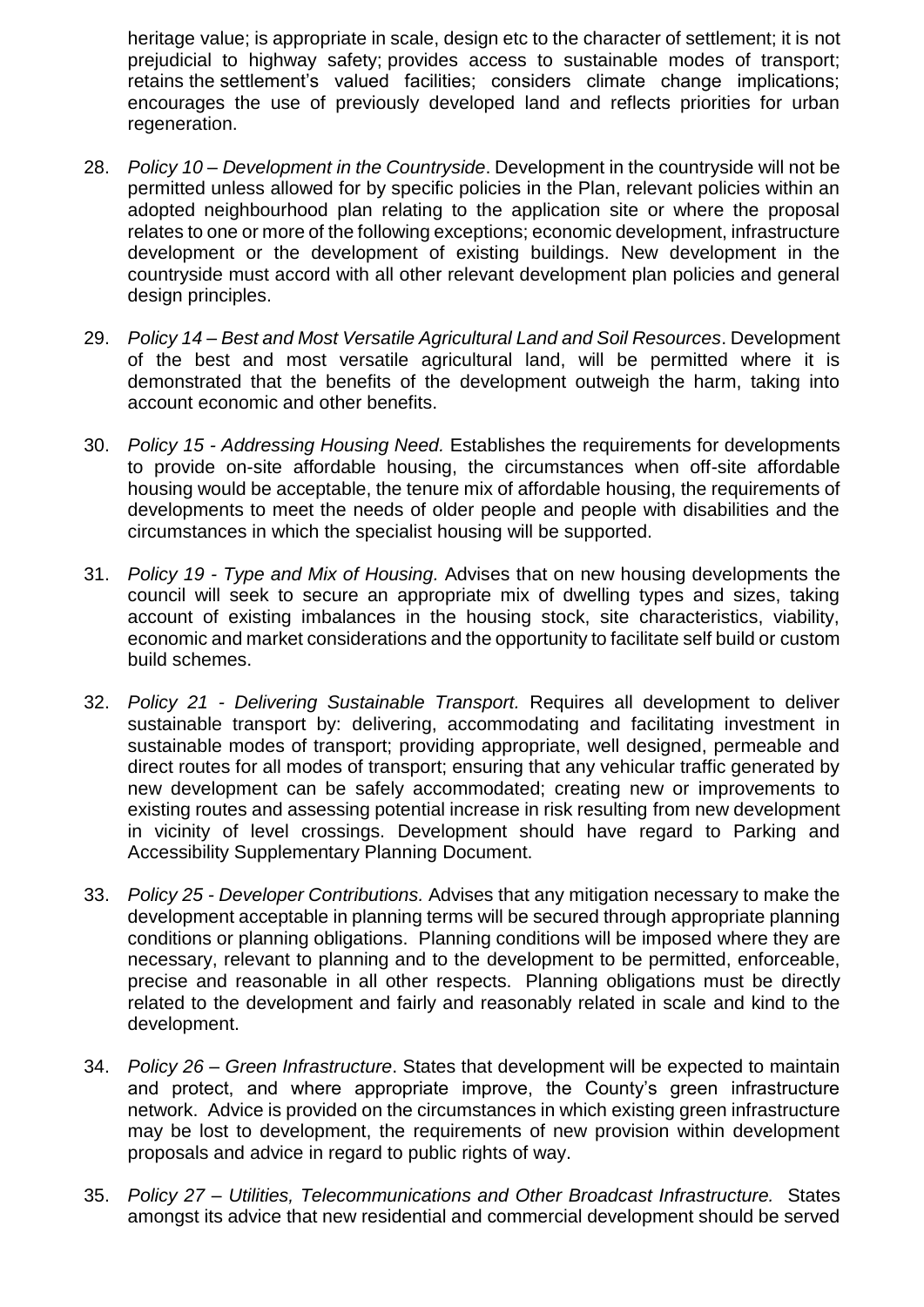heritage value; is appropriate in scale, design etc to the character of settlement; it is not prejudicial to highway safety; provides access to sustainable modes of transport; retains the settlement's valued facilities; considers climate change implications; encourages the use of previously developed land and reflects priorities for urban regeneration.

28. *Policy 10 – Development in the Countryside*. Development in the countryside will not be permitted unless allowed for by specific policies in the Plan, relevant policies within an adopted neighbourhood plan relating to the application site or where the proposal relates to one or more of the following exceptions; economic development, infrastructure development or the development of existing buildings. New development in the countryside must accord with all other relevant development plan policies and general design principles.

29. *Policy 14 – Best and Most Versatile Agricultural Land and Soil Resources*. Development of the best and most versatile agricultural land, will be permitted where it is demonstrated that the benefits of the development outweigh the harm, taking into account economic and other benefits.

30. *Policy 15 - Addressing Housing Need.* Establishes the requirements for developments to provide on-site affordable housing, the circumstances when off-site affordable housing would be acceptable, the tenure mix of affordable housing, the requirements of developments to meet the needs of older people and people with disabilities and the circumstances in which the specialist housing will be supported.

31. *Policy 19 - Type and Mix of Housing.* Advises that on new housing developments the council will seek to secure an appropriate mix of dwelling types and sizes, taking account of existing imbalances in the housing stock, site characteristics, viability, economic and market considerations and the opportunity to facilitate self build or custom build schemes.

32. *Policy 21 - Delivering Sustainable Transport.* Requires all development to deliver sustainable transport by: delivering, accommodating and facilitating investment in sustainable modes of transport; providing appropriate, well designed, permeable and direct routes for all modes of transport; ensuring that any vehicular traffic generated by new development can be safely accommodated; creating new or improvements to existing routes and assessing potential increase in risk resulting from new development in vicinity of level crossings. Development should have regard to Parking and Accessibility Supplementary Planning Document.

33. *Policy 25 - Developer Contributions.* Advises that any mitigation necessary to make the development acceptable in planning terms will be secured through appropriate planning conditions or planning obligations. Planning conditions will be imposed where they are necessary, relevant to planning and to the development to be permitted, enforceable, precise and reasonable in all other respects. Planning obligations must be directly related to the development and fairly and reasonably related in scale and kind to the development.

34. *Policy 26 – Green Infrastructure*. States that development will be expected to maintain and protect, and where appropriate improve, the County's green infrastructure network. Advice is provided on the circumstances in which existing green infrastructure may be lost to development, the requirements of new provision within development proposals and advice in regard to public rights of way.

35. *Policy 27 – Utilities, Telecommunications and Other Broadcast Infrastructure.* States amongst its advice that new residential and commercial development should be served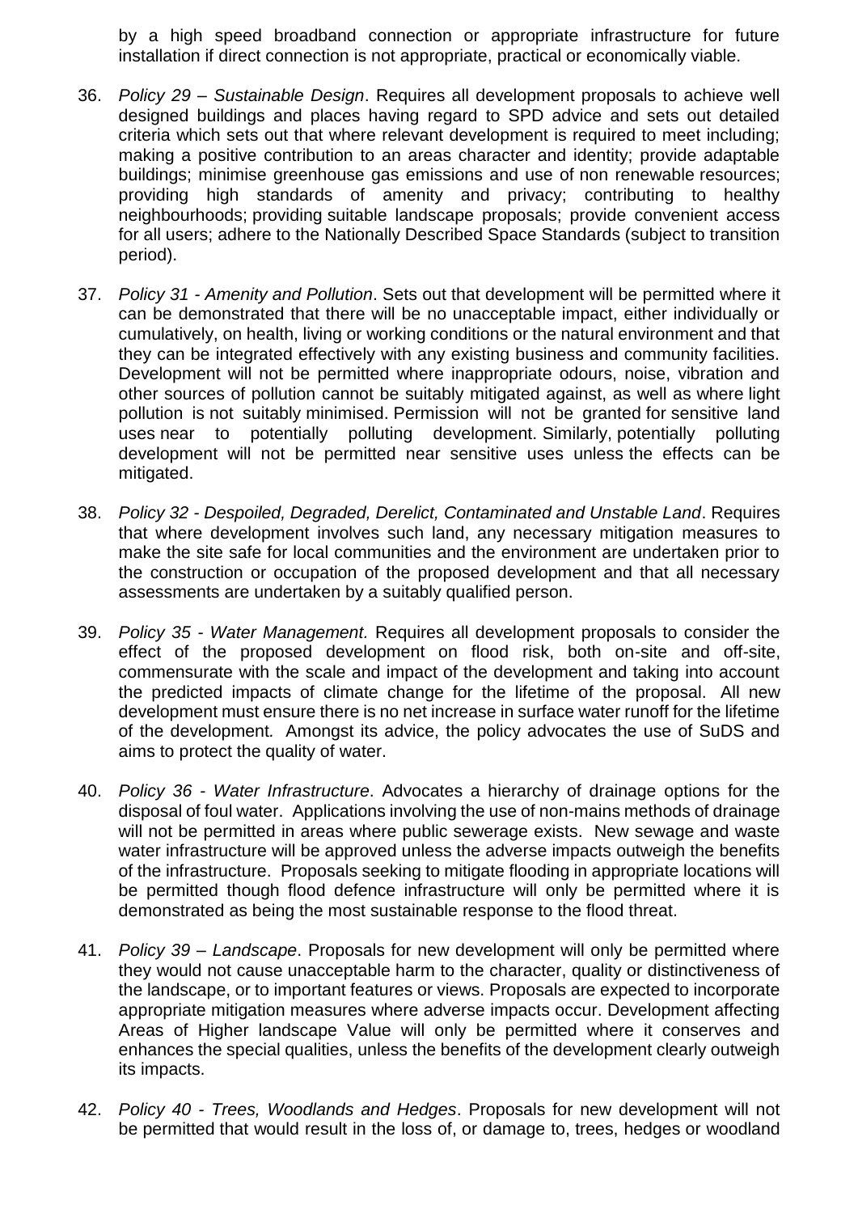by a high speed broadband connection or appropriate infrastructure for future installation if direct connection is not appropriate, practical or economically viable.

36. *Policy 29 – Sustainable Design*. Requires all development proposals to achieve well designed buildings and places having regard to SPD advice and sets out detailed criteria which sets out that where relevant development is required to meet including; making a positive contribution to an areas character and identity; provide adaptable buildings; minimise greenhouse gas emissions and use of non renewable resources; providing high standards of amenity and privacy; contributing to healthy neighbourhoods; providing suitable landscape proposals; provide convenient access for all users; adhere to the Nationally Described Space Standards (subject to transition period).

37. *Policy 31 - Amenity and Pollution*. Sets out that development will be permitted where it can be demonstrated that there will be no unacceptable impact, either individually or cumulatively, on health, living or working conditions or the natural environment and that they can be integrated effectively with any existing business and community facilities. Development will not be permitted where inappropriate odours, noise, vibration and other sources of pollution cannot be suitably mitigated against, as well as where light pollution is not suitably minimised. Permission will not be granted for sensitive land uses near to potentially polluting development. Similarly, potentially polluting development will not be permitted near sensitive uses unless the effects can be mitigated.

38. *Policy 32 - Despoiled, Degraded, Derelict, Contaminated and Unstable Land*. Requires that where development involves such land, any necessary mitigation measures to make the site safe for local communities and the environment are undertaken prior to the construction or occupation of the proposed development and that all necessary assessments are undertaken by a suitably qualified person.

39. *Policy 35 - Water Management.* Requires all development proposals to consider the effect of the proposed development on flood risk, both on-site and off-site, commensurate with the scale and impact of the development and taking into account the predicted impacts of climate change for the lifetime of the proposal. All new development must ensure there is no net increase in surface water runoff for the lifetime of the development. Amongst its advice, the policy advocates the use of SuDS and aims to protect the quality of water.

40. *Policy 36 - Water Infrastructure*. Advocates a hierarchy of drainage options for the disposal of foul water. Applications involving the use of non-mains methods of drainage will not be permitted in areas where public sewerage exists. New sewage and waste water infrastructure will be approved unless the adverse impacts outweigh the benefits of the infrastructure. Proposals seeking to mitigate flooding in appropriate locations will be permitted though flood defence infrastructure will only be permitted where it is demonstrated as being the most sustainable response to the flood threat.

41. *Policy 39 – Landscape*. Proposals for new development will only be permitted where they would not cause unacceptable harm to the character, quality or distinctiveness of the landscape, or to important features or views. Proposals are expected to incorporate appropriate mitigation measures where adverse impacts occur. Development affecting Areas of Higher landscape Value will only be permitted where it conserves and enhances the special qualities, unless the benefits of the development clearly outweigh its impacts.

42. *Policy 40 - Trees, Woodlands and Hedges*. Proposals for new development will not be permitted that would result in the loss of, or damage to, trees, hedges or woodland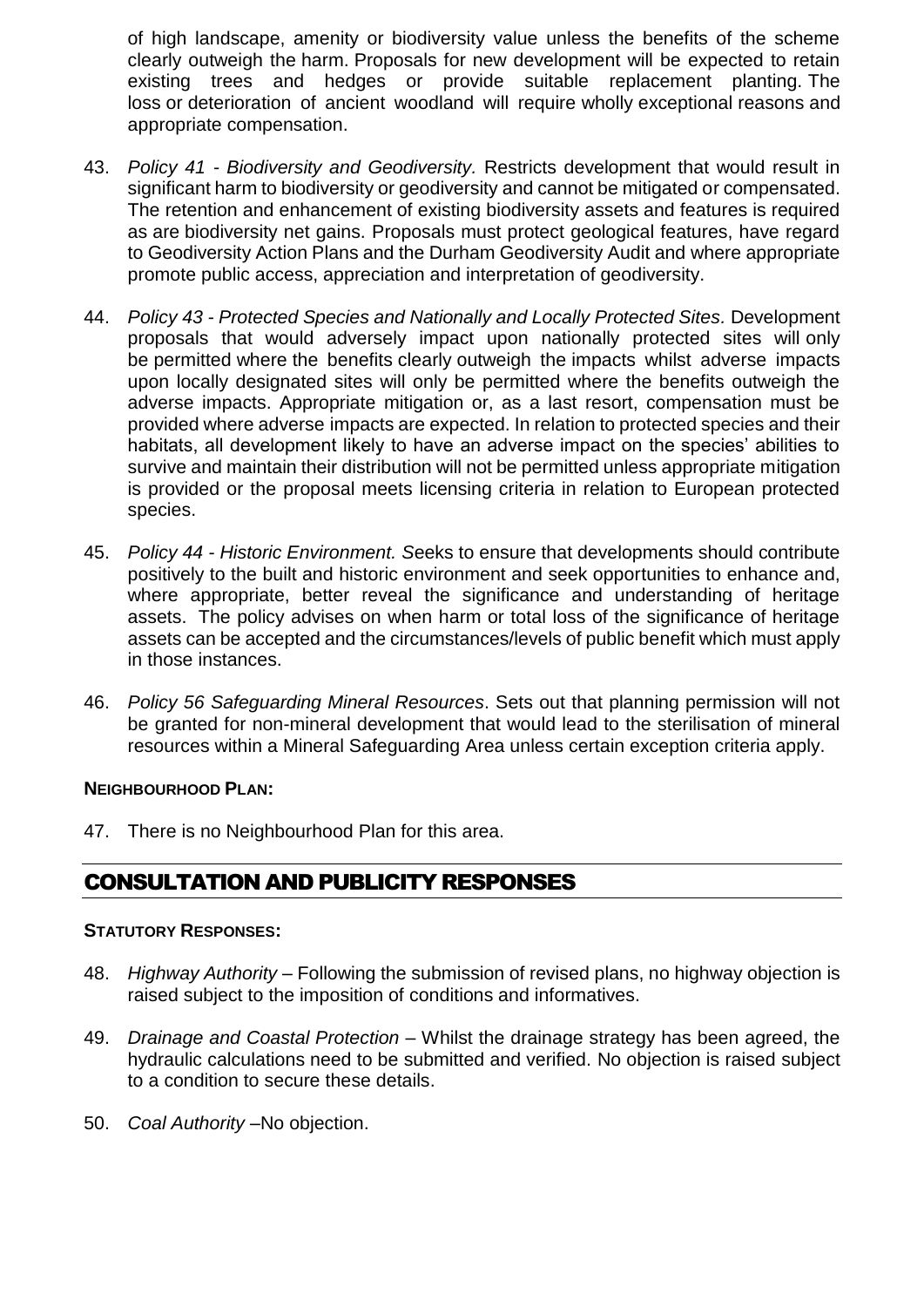of high landscape, amenity or biodiversity value unless the benefits of the scheme clearly outweigh the harm. Proposals for new development will be expected to retain existing trees and hedges or provide suitable replacement planting. The loss or deterioration of ancient woodland will require wholly exceptional reasons and appropriate compensation.

43. *Policy 41 - Biodiversity and Geodiversity.* Restricts development that would result in significant harm to biodiversity or geodiversity and cannot be mitigated or compensated. The retention and enhancement of existing biodiversity assets and features is required as are biodiversity net gains. Proposals must protect geological features, have regard to Geodiversity Action Plans and the Durham Geodiversity Audit and where appropriate promote public access, appreciation and interpretation of geodiversity.

44. *Policy 43 - Protected Species and Nationally and Locally Protected Sites.* Development proposals that would adversely impact upon nationally protected sites will only be permitted where the benefits clearly outweigh the impacts whilst adverse impacts upon locally designated sites will only be permitted where the benefits outweigh the adverse impacts. Appropriate mitigation or, as a last resort, compensation must be provided where adverse impacts are expected. In relation to protected species and their habitats, all development likely to have an adverse impact on the species' abilities to survive and maintain their distribution will not be permitted unless appropriate mitigation is provided or the proposal meets licensing criteria in relation to European protected species.

45. *Policy 44 - Historic Environment. S*eeks to ensure that developments should contribute positively to the built and historic environment and seek opportunities to enhance and, where appropriate, better reveal the significance and understanding of heritage assets. The policy advises on when harm or total loss of the significance of heritage assets can be accepted and the circumstances/levels of public benefit which must apply in those instances.

46. *Policy 56 Safeguarding Mineral Resources*. Sets out that planning permission will not be granted for non-mineral development that would lead to the sterilisation of mineral resources within a Mineral Safeguarding Area unless certain exception criteria apply.

**NEIGHBOURHOOD PLAN:**

47. There is no Neighbourhood Plan for this area.

## CONSULTATION AND PUBLICITY RESPONSES

**STATUTORY RESPONSES:**

48. *Highway Authority* – Following the submission of revised plans, no highway objection is raised subject to the imposition of conditions and informatives.

49. *Drainage and Coastal Protection* – Whilst the drainage strategy has been agreed, the hydraulic calculations need to be submitted and verified. No objection is raised subject to a condition to secure these details.

50. *Coal Authority* –No objection.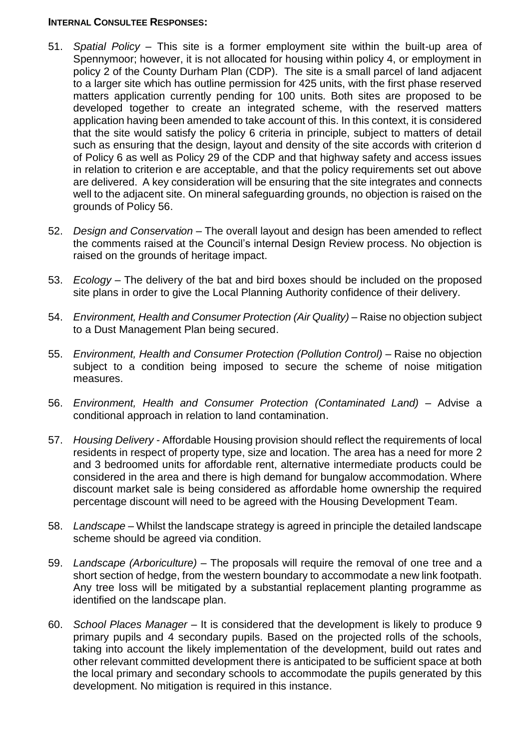**INTERNAL CONSULTEE RESPONSES:**

51. *Spatial Policy* – This site is a former employment site within the built-up area of Spennymoor; however, it is not allocated for housing within policy 4, or employment in policy 2 of the County Durham Plan (CDP). The site is a small parcel of land adjacent to a larger site which has outline permission for 425 units, with the first phase reserved matters application currently pending for 100 units. Both sites are proposed to be developed together to create an integrated scheme, with the reserved matters application having been amended to take account of this. In this context, it is considered that the site would satisfy the policy 6 criteria in principle, subject to matters of detail such as ensuring that the design, layout and density of the site accords with criterion d of Policy 6 as well as Policy 29 of the CDP and that highway safety and access issues in relation to criterion e are acceptable, and that the policy requirements set out above are delivered. A key consideration will be ensuring that the site integrates and connects well to the adjacent site. On mineral safeguarding grounds, no objection is raised on the grounds of Policy 56.

52. *Design and Conservation* – The overall layout and design has been amended to reflect the comments raised at the Council's internal Design Review process. No objection is raised on the grounds of heritage impact.

53. *Ecology* – The delivery of the bat and bird boxes should be included on the proposed site plans in order to give the Local Planning Authority confidence of their delivery.

54. *Environment, Health and Consumer Protection (Air Quality)* – Raise no objection subject to a Dust Management Plan being secured.

55. *Environment, Health and Consumer Protection (Pollution Control)* – Raise no objection subject to a condition being imposed to secure the scheme of noise mitigation measures.

56. *Environment, Health and Consumer Protection (Contaminated Land)* – Advise a conditional approach in relation to land contamination.

57. *Housing Delivery* - Affordable Housing provision should reflect the requirements of local residents in respect of property type, size and location. The area has a need for more 2 and 3 bedroomed units for affordable rent, alternative intermediate products could be considered in the area and there is high demand for bungalow accommodation. Where discount market sale is being considered as affordable home ownership the required percentage discount will need to be agreed with the Housing Development Team.

58. *Landscape* – Whilst the landscape strategy is agreed in principle the detailed landscape scheme should be agreed via condition.

59. *Landscape (Arboriculture)* – The proposals will require the removal of one tree and a short section of hedge, from the western boundary to accommodate a new link footpath. Any tree loss will be mitigated by a substantial replacement planting programme as identified on the landscape plan.

60. *School Places Manager* – It is considered that the development is likely to produce 9 primary pupils and 4 secondary pupils. Based on the projected rolls of the schools, taking into account the likely implementation of the development, build out rates and other relevant committed development there is anticipated to be sufficient space at both the local primary and secondary schools to accommodate the pupils generated by this development. No mitigation is required in this instance.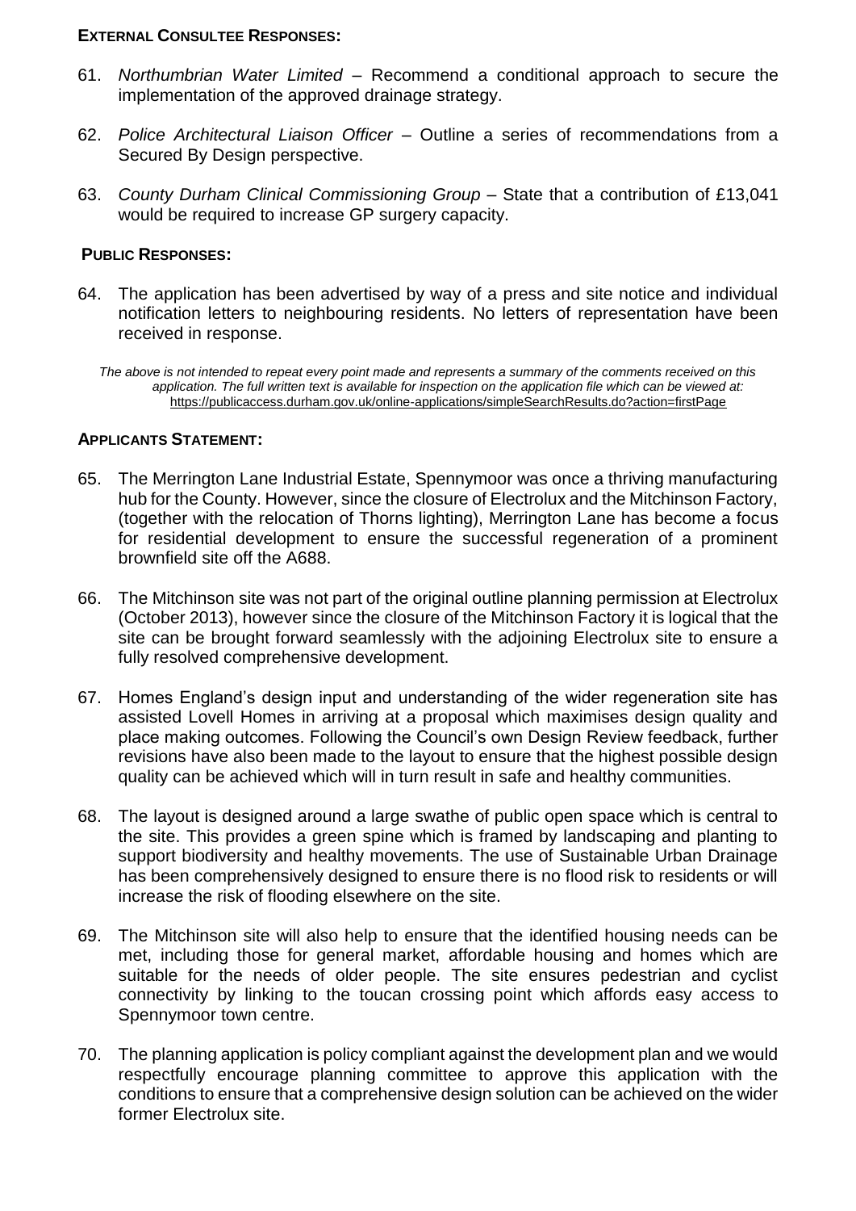**External Consultee Responses:**

61. *Northumbrian Water Limited* – Recommend a conditional approach to secure the implementation of the approved drainage strategy.

62. *Police Architectural Liaison Officer* – Outline a series of recommendations from a Secured By Design perspective.

63. *County Durham Clinical Commissioning Group* – State that a contribution of £13,041 would be required to increase GP surgery capacity.

**Public Responses:**

64. The application has been advertised by way of a press and site notice and individual notification letters to neighbouring residents. No letters of representation have been received in response.

*The above is not intended to repeat every point made and represents a summary of the comments received on this application. The full written text is available for inspection on the application file which can be viewed at:* https://publicaccess.durham.gov.uk/online-applications/simpleSearchResults.do?action=firstPage

**Applicants Statement:**

65. The Merrington Lane Industrial Estate, Spennymoor was once a thriving manufacturing hub for the County. However, since the closure of Electrolux and the Mitchinson Factory, (together with the relocation of Thorns lighting), Merrington Lane has become a focus for residential development to ensure the successful regeneration of a prominent brownfield site off the A688.

66. The Mitchinson site was not part of the original outline planning permission at Electrolux (October 2013), however since the closure of the Mitchinson Factory it is logical that the site can be brought forward seamlessly with the adjoining Electrolux site to ensure a fully resolved comprehensive development.

67. Homes England's design input and understanding of the wider regeneration site has assisted Lovell Homes in arriving at a proposal which maximises design quality and place making outcomes. Following the Council's own Design Review feedback, further revisions have also been made to the layout to ensure that the highest possible design quality can be achieved which will in turn result in safe and healthy communities.

68. The layout is designed around a large swathe of public open space which is central to the site. This provides a green spine which is framed by landscaping and planting to support biodiversity and healthy movements. The use of Sustainable Urban Drainage has been comprehensively designed to ensure there is no flood risk to residents or will increase the risk of flooding elsewhere on the site.

69. The Mitchinson site will also help to ensure that the identified housing needs can be met, including those for general market, affordable housing and homes which are suitable for the needs of older people. The site ensures pedestrian and cyclist connectivity by linking to the toucan crossing point which affords easy access to Spennymoor town centre.

70. The planning application is policy compliant against the development plan and we would respectfully encourage planning committee to approve this application with the conditions to ensure that a comprehensive design solution can be achieved on the wider former Electrolux site.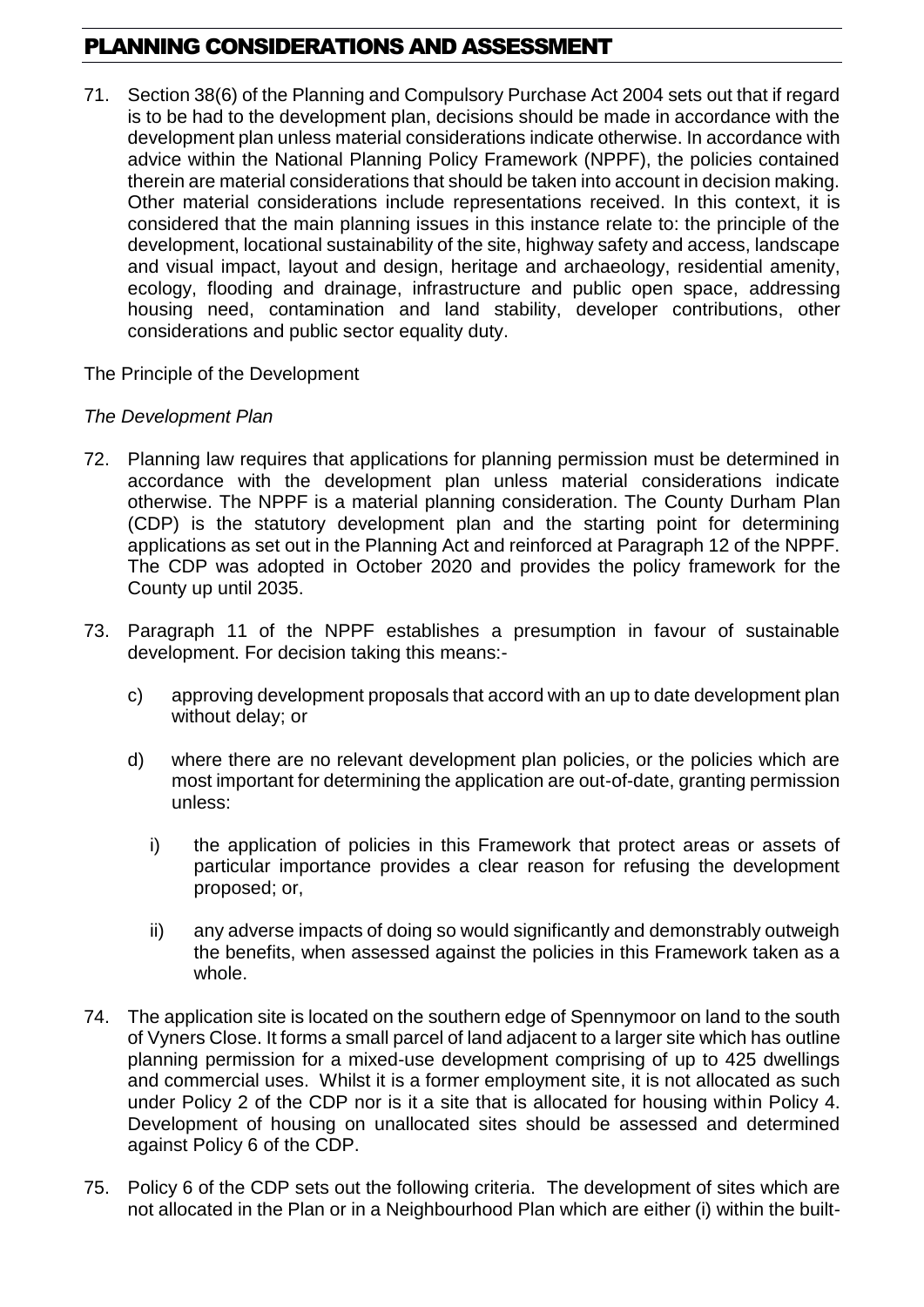## PLANNING CONSIDERATIONS AND ASSESSMENT

71. Section 38(6) of the Planning and Compulsory Purchase Act 2004 sets out that if regard is to be had to the development plan, decisions should be made in accordance with the development plan unless material considerations indicate otherwise. In accordance with advice within the National Planning Policy Framework (NPPF), the policies contained therein are material considerations that should be taken into account in decision making. Other material considerations include representations received. In this context, it is considered that the main planning issues in this instance relate to: the principle of the development, locational sustainability of the site, highway safety and access, landscape and visual impact, layout and design, heritage and archaeology, residential amenity, ecology, flooding and drainage, infrastructure and public open space, addressing housing need, contamination and land stability, developer contributions, other considerations and public sector equality duty.

The Principle of the Development

*The Development Plan*

72. Planning law requires that applications for planning permission must be determined in accordance with the development plan unless material considerations indicate otherwise. The NPPF is a material planning consideration. The County Durham Plan (CDP) is the statutory development plan and the starting point for determining applications as set out in the Planning Act and reinforced at Paragraph 12 of the NPPF. The CDP was adopted in October 2020 and provides the policy framework for the County up until 2035.

73. Paragraph 11 of the NPPF establishes a presumption in favour of sustainable development. For decision taking this means:-

    c) approving development proposals that accord with an up to date development plan without delay; or

    d) where there are no relevant development plan policies, or the policies which are most important for determining the application are out-of-date, granting permission unless:

        i) the application of policies in this Framework that protect areas or assets of particular importance provides a clear reason for refusing the development proposed; or,

        ii) any adverse impacts of doing so would significantly and demonstrably outweigh the benefits, when assessed against the policies in this Framework taken as a whole.

74. The application site is located on the southern edge of Spennymoor on land to the south of Vyners Close. It forms a small parcel of land adjacent to a larger site which has outline planning permission for a mixed-use development comprising of up to 425 dwellings and commercial uses. Whilst it is a former employment site, it is not allocated as such under Policy 2 of the CDP nor is it a site that is allocated for housing within Policy 4. Development of housing on unallocated sites should be assessed and determined against Policy 6 of the CDP.

75. Policy 6 of the CDP sets out the following criteria. The development of sites which are not allocated in the Plan or in a Neighbourhood Plan which are either (i) within the built-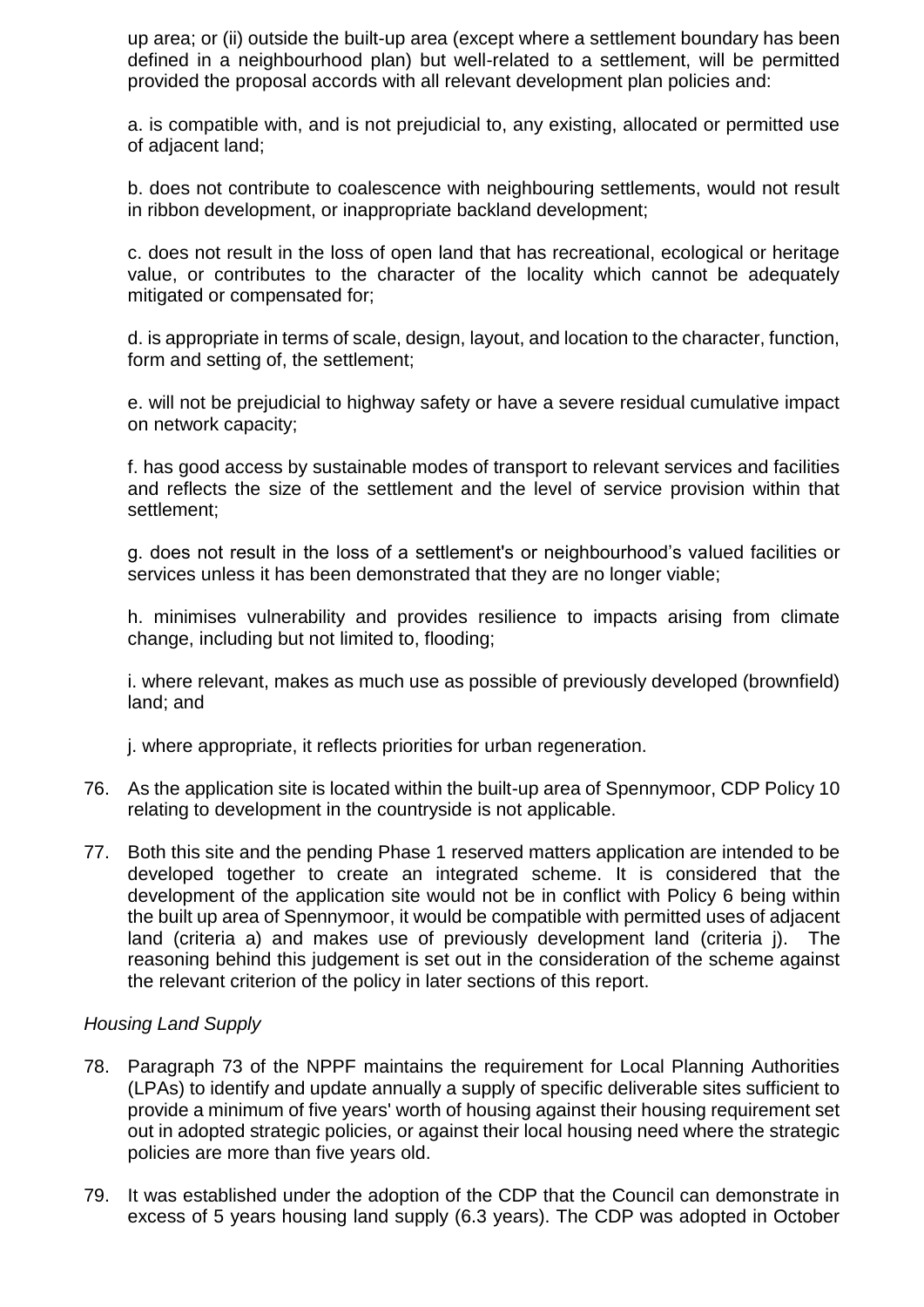up area; or (ii) outside the built-up area (except where a settlement boundary has been defined in a neighbourhood plan) but well-related to a settlement, will be permitted provided the proposal accords with all relevant development plan policies and:

a. is compatible with, and is not prejudicial to, any existing, allocated or permitted use of adjacent land;

b. does not contribute to coalescence with neighbouring settlements, would not result in ribbon development, or inappropriate backland development;

c. does not result in the loss of open land that has recreational, ecological or heritage value, or contributes to the character of the locality which cannot be adequately mitigated or compensated for;

d. is appropriate in terms of scale, design, layout, and location to the character, function, form and setting of, the settlement;

e. will not be prejudicial to highway safety or have a severe residual cumulative impact on network capacity;

f. has good access by sustainable modes of transport to relevant services and facilities and reflects the size of the settlement and the level of service provision within that settlement;

g. does not result in the loss of a settlement's or neighbourhood's valued facilities or services unless it has been demonstrated that they are no longer viable;

h. minimises vulnerability and provides resilience to impacts arising from climate change, including but not limited to, flooding;

i. where relevant, makes as much use as possible of previously developed (brownfield) land; and

j. where appropriate, it reflects priorities for urban regeneration.

76. As the application site is located within the built-up area of Spennymoor, CDP Policy 10 relating to development in the countryside is not applicable.

77. Both this site and the pending Phase 1 reserved matters application are intended to be developed together to create an integrated scheme. It is considered that the development of the application site would not be in conflict with Policy 6 being within the built up area of Spennymoor, it would be compatible with permitted uses of adjacent land (criteria a) and makes use of previously development land (criteria j). The reasoning behind this judgement is set out in the consideration of the scheme against the relevant criterion of the policy in later sections of this report.

*Housing Land Supply*

78. Paragraph 73 of the NPPF maintains the requirement for Local Planning Authorities (LPAs) to identify and update annually a supply of specific deliverable sites sufficient to provide a minimum of five years' worth of housing against their housing requirement set out in adopted strategic policies, or against their local housing need where the strategic policies are more than five years old.

79. It was established under the adoption of the CDP that the Council can demonstrate in excess of 5 years housing land supply (6.3 years). The CDP was adopted in October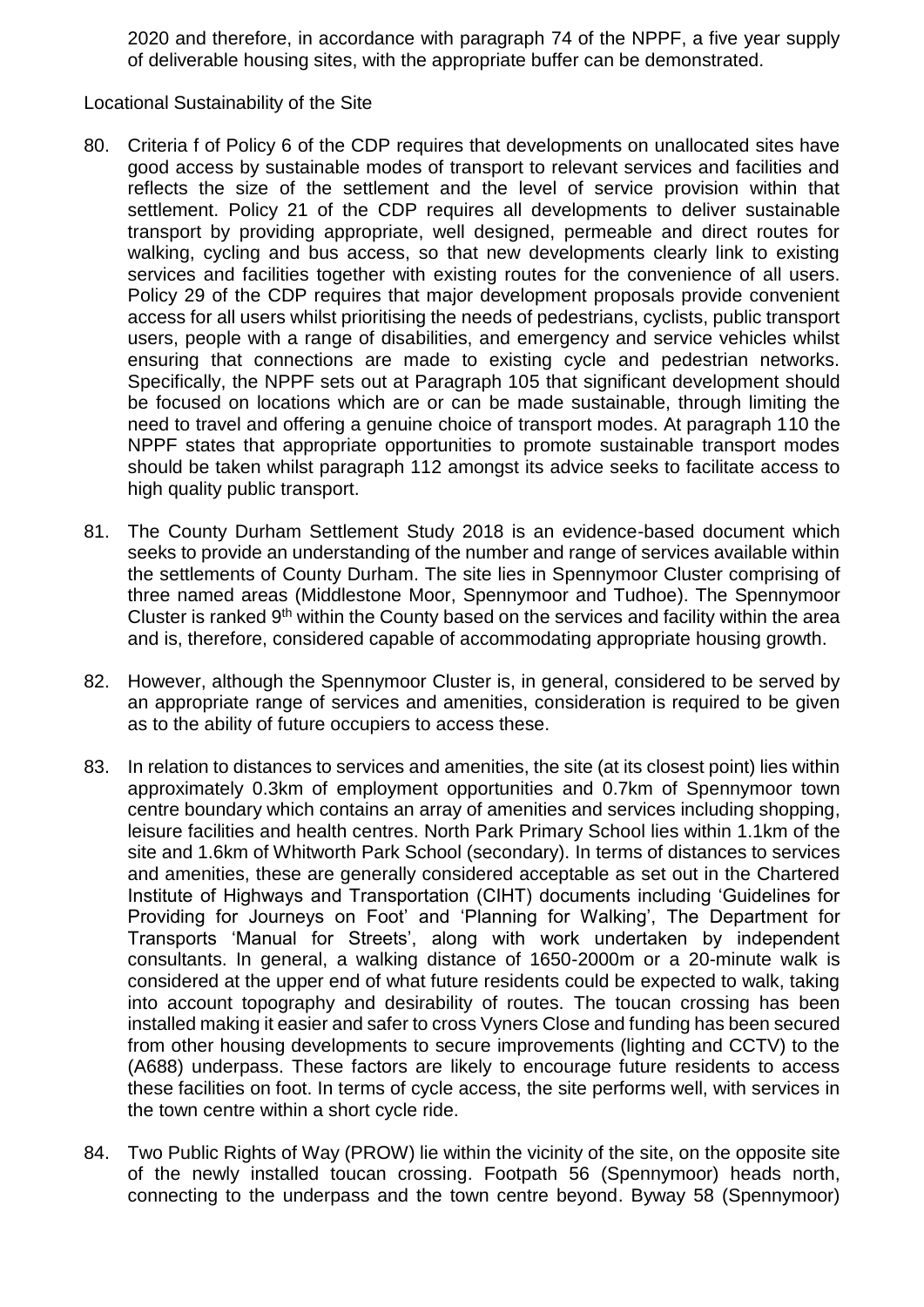2020 and therefore, in accordance with paragraph 74 of the NPPF, a five year supply of deliverable housing sites, with the appropriate buffer can be demonstrated.

Locational Sustainability of the Site

80. Criteria f of Policy 6 of the CDP requires that developments on unallocated sites have good access by sustainable modes of transport to relevant services and facilities and reflects the size of the settlement and the level of service provision within that settlement. Policy 21 of the CDP requires all developments to deliver sustainable transport by providing appropriate, well designed, permeable and direct routes for walking, cycling and bus access, so that new developments clearly link to existing services and facilities together with existing routes for the convenience of all users. Policy 29 of the CDP requires that major development proposals provide convenient access for all users whilst prioritising the needs of pedestrians, cyclists, public transport users, people with a range of disabilities, and emergency and service vehicles whilst ensuring that connections are made to existing cycle and pedestrian networks. Specifically, the NPPF sets out at Paragraph 105 that significant development should be focused on locations which are or can be made sustainable, through limiting the need to travel and offering a genuine choice of transport modes. At paragraph 110 the NPPF states that appropriate opportunities to promote sustainable transport modes should be taken whilst paragraph 112 amongst its advice seeks to facilitate access to high quality public transport.

81. The County Durham Settlement Study 2018 is an evidence-based document which seeks to provide an understanding of the number and range of services available within the settlements of County Durham. The site lies in Spennymoor Cluster comprising of three named areas (Middlestone Moor, Spennymoor and Tudhoe). The Spennymoor Cluster is ranked 9th within the County based on the services and facility within the area and is, therefore, considered capable of accommodating appropriate housing growth.

82. However, although the Spennymoor Cluster is, in general, considered to be served by an appropriate range of services and amenities, consideration is required to be given as to the ability of future occupiers to access these.

83. In relation to distances to services and amenities, the site (at its closest point) lies within approximately 0.3km of employment opportunities and 0.7km of Spennymoor town centre boundary which contains an array of amenities and services including shopping, leisure facilities and health centres. North Park Primary School lies within 1.1km of the site and 1.6km of Whitworth Park School (secondary). In terms of distances to services and amenities, these are generally considered acceptable as set out in the Chartered Institute of Highways and Transportation (CIHT) documents including 'Guidelines for Providing for Journeys on Foot' and 'Planning for Walking', The Department for Transports 'Manual for Streets', along with work undertaken by independent consultants. In general, a walking distance of 1650-2000m or a 20-minute walk is considered at the upper end of what future residents could be expected to walk, taking into account topography and desirability of routes. The toucan crossing has been installed making it easier and safer to cross Vyners Close and funding has been secured from other housing developments to secure improvements (lighting and CCTV) to the (A688) underpass. These factors are likely to encourage future residents to access these facilities on foot. In terms of cycle access, the site performs well, with services in the town centre within a short cycle ride.

84. Two Public Rights of Way (PROW) lie within the vicinity of the site, on the opposite site of the newly installed toucan crossing. Footpath 56 (Spennymoor) heads north, connecting to the underpass and the town centre beyond. Byway 58 (Spennymoor)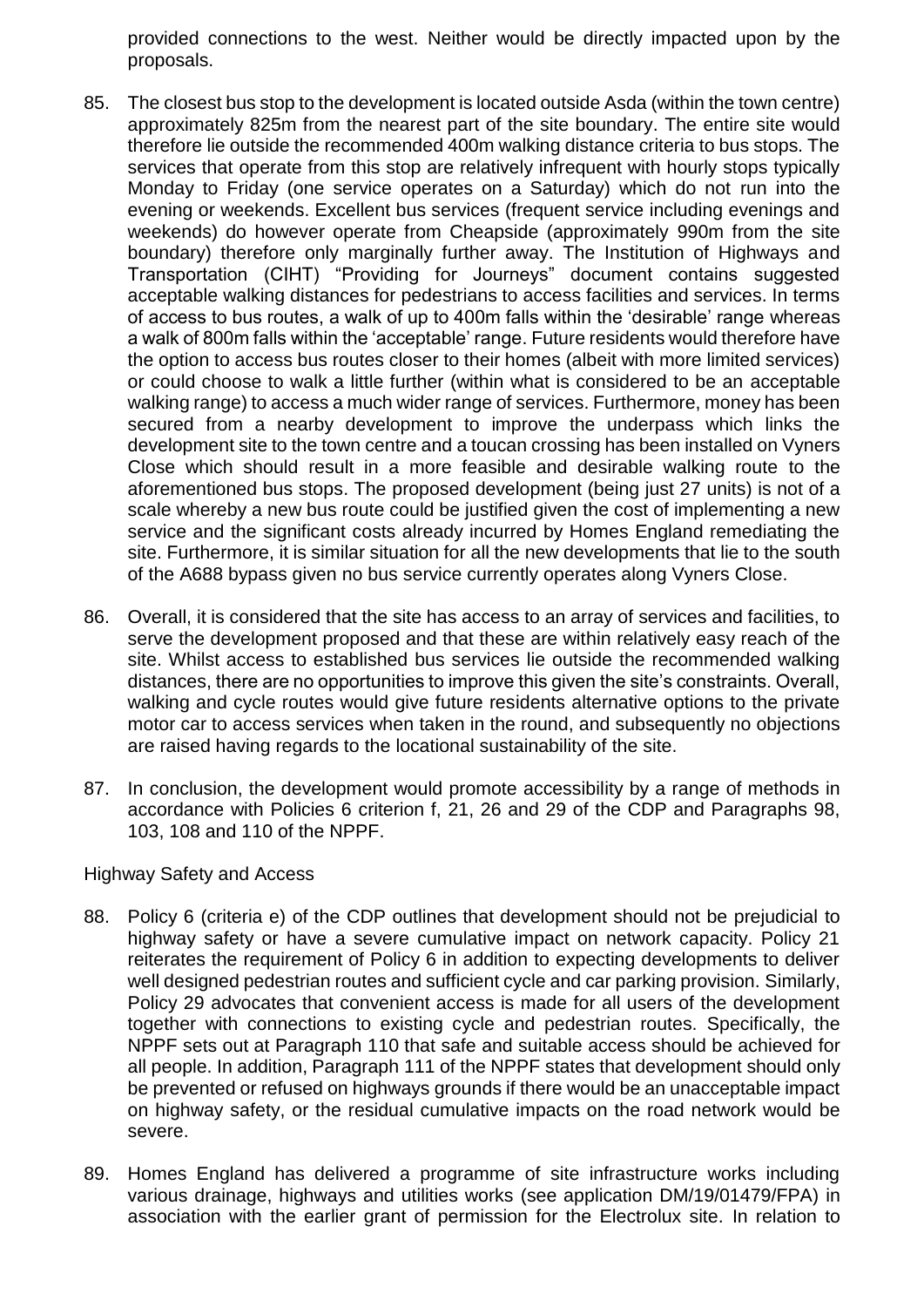provided connections to the west. Neither would be directly impacted upon by the proposals.

85. The closest bus stop to the development is located outside Asda (within the town centre) approximately 825m from the nearest part of the site boundary. The entire site would therefore lie outside the recommended 400m walking distance criteria to bus stops. The services that operate from this stop are relatively infrequent with hourly stops typically Monday to Friday (one service operates on a Saturday) which do not run into the evening or weekends. Excellent bus services (frequent service including evenings and weekends) do however operate from Cheapside (approximately 990m from the site boundary) therefore only marginally further away. The Institution of Highways and Transportation (CIHT) "Providing for Journeys" document contains suggested acceptable walking distances for pedestrians to access facilities and services. In terms of access to bus routes, a walk of up to 400m falls within the 'desirable' range whereas a walk of 800m falls within the 'acceptable' range. Future residents would therefore have the option to access bus routes closer to their homes (albeit with more limited services) or could choose to walk a little further (within what is considered to be an acceptable walking range) to access a much wider range of services. Furthermore, money has been secured from a nearby development to improve the underpass which links the development site to the town centre and a toucan crossing has been installed on Vyners Close which should result in a more feasible and desirable walking route to the aforementioned bus stops. The proposed development (being just 27 units) is not of a scale whereby a new bus route could be justified given the cost of implementing a new service and the significant costs already incurred by Homes England remediating the site. Furthermore, it is similar situation for all the new developments that lie to the south of the A688 bypass given no bus service currently operates along Vyners Close.

86. Overall, it is considered that the site has access to an array of services and facilities, to serve the development proposed and that these are within relatively easy reach of the site. Whilst access to established bus services lie outside the recommended walking distances, there are no opportunities to improve this given the site's constraints. Overall, walking and cycle routes would give future residents alternative options to the private motor car to access services when taken in the round, and subsequently no objections are raised having regards to the locational sustainability of the site.

87. In conclusion, the development would promote accessibility by a range of methods in accordance with Policies 6 criterion f, 21, 26 and 29 of the CDP and Paragraphs 98, 103, 108 and 110 of the NPPF.

Highway Safety and Access

88. Policy 6 (criteria e) of the CDP outlines that development should not be prejudicial to highway safety or have a severe cumulative impact on network capacity. Policy 21 reiterates the requirement of Policy 6 in addition to expecting developments to deliver well designed pedestrian routes and sufficient cycle and car parking provision. Similarly, Policy 29 advocates that convenient access is made for all users of the development together with connections to existing cycle and pedestrian routes. Specifically, the NPPF sets out at Paragraph 110 that safe and suitable access should be achieved for all people. In addition, Paragraph 111 of the NPPF states that development should only be prevented or refused on highways grounds if there would be an unacceptable impact on highway safety, or the residual cumulative impacts on the road network would be severe.

89. Homes England has delivered a programme of site infrastructure works including various drainage, highways and utilities works (see application DM/19/01479/FPA) in association with the earlier grant of permission for the Electrolux site. In relation to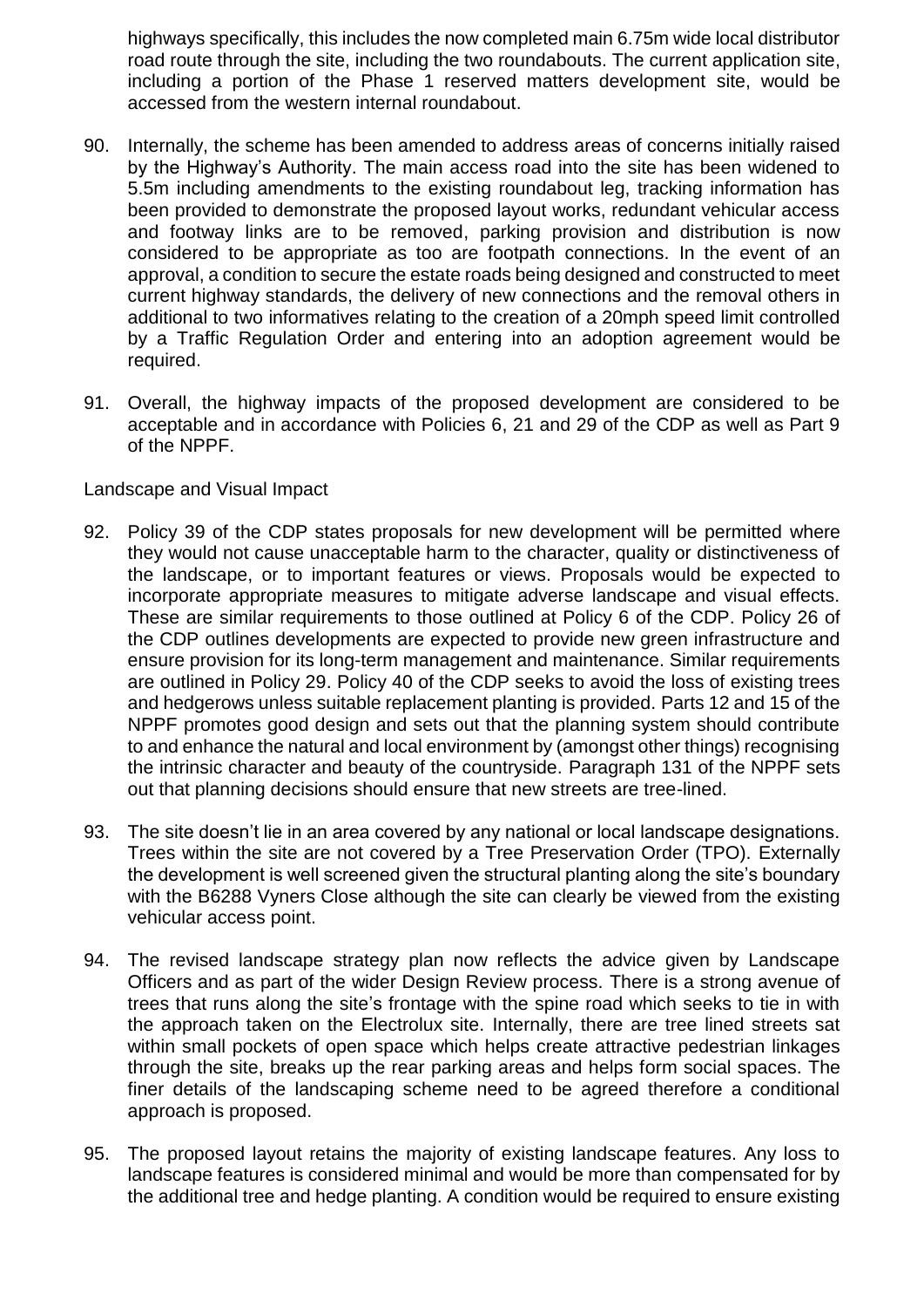highways specifically, this includes the now completed main 6.75m wide local distributor road route through the site, including the two roundabouts. The current application site, including a portion of the Phase 1 reserved matters development site, would be accessed from the western internal roundabout.

90. Internally, the scheme has been amended to address areas of concerns initially raised by the Highway's Authority. The main access road into the site has been widened to 5.5m including amendments to the existing roundabout leg, tracking information has been provided to demonstrate the proposed layout works, redundant vehicular access and footway links are to be removed, parking provision and distribution is now considered to be appropriate as too are footpath connections. In the event of an approval, a condition to secure the estate roads being designed and constructed to meet current highway standards, the delivery of new connections and the removal others in additional to two informatives relating to the creation of a 20mph speed limit controlled by a Traffic Regulation Order and entering into an adoption agreement would be required.

91. Overall, the highway impacts of the proposed development are considered to be acceptable and in accordance with Policies 6, 21 and 29 of the CDP as well as Part 9 of the NPPF.

Landscape and Visual Impact

92. Policy 39 of the CDP states proposals for new development will be permitted where they would not cause unacceptable harm to the character, quality or distinctiveness of the landscape, or to important features or views. Proposals would be expected to incorporate appropriate measures to mitigate adverse landscape and visual effects. These are similar requirements to those outlined at Policy 6 of the CDP. Policy 26 of the CDP outlines developments are expected to provide new green infrastructure and ensure provision for its long-term management and maintenance. Similar requirements are outlined in Policy 29. Policy 40 of the CDP seeks to avoid the loss of existing trees and hedgerows unless suitable replacement planting is provided. Parts 12 and 15 of the NPPF promotes good design and sets out that the planning system should contribute to and enhance the natural and local environment by (amongst other things) recognising the intrinsic character and beauty of the countryside. Paragraph 131 of the NPPF sets out that planning decisions should ensure that new streets are tree-lined.

93. The site doesn't lie in an area covered by any national or local landscape designations. Trees within the site are not covered by a Tree Preservation Order (TPO). Externally the development is well screened given the structural planting along the site's boundary with the B6288 Vyners Close although the site can clearly be viewed from the existing vehicular access point.

94. The revised landscape strategy plan now reflects the advice given by Landscape Officers and as part of the wider Design Review process. There is a strong avenue of trees that runs along the site's frontage with the spine road which seeks to tie in with the approach taken on the Electrolux site. Internally, there are tree lined streets sat within small pockets of open space which helps create attractive pedestrian linkages through the site, breaks up the rear parking areas and helps form social spaces. The finer details of the landscaping scheme need to be agreed therefore a conditional approach is proposed.

95. The proposed layout retains the majority of existing landscape features. Any loss to landscape features is considered minimal and would be more than compensated for by the additional tree and hedge planting. A condition would be required to ensure existing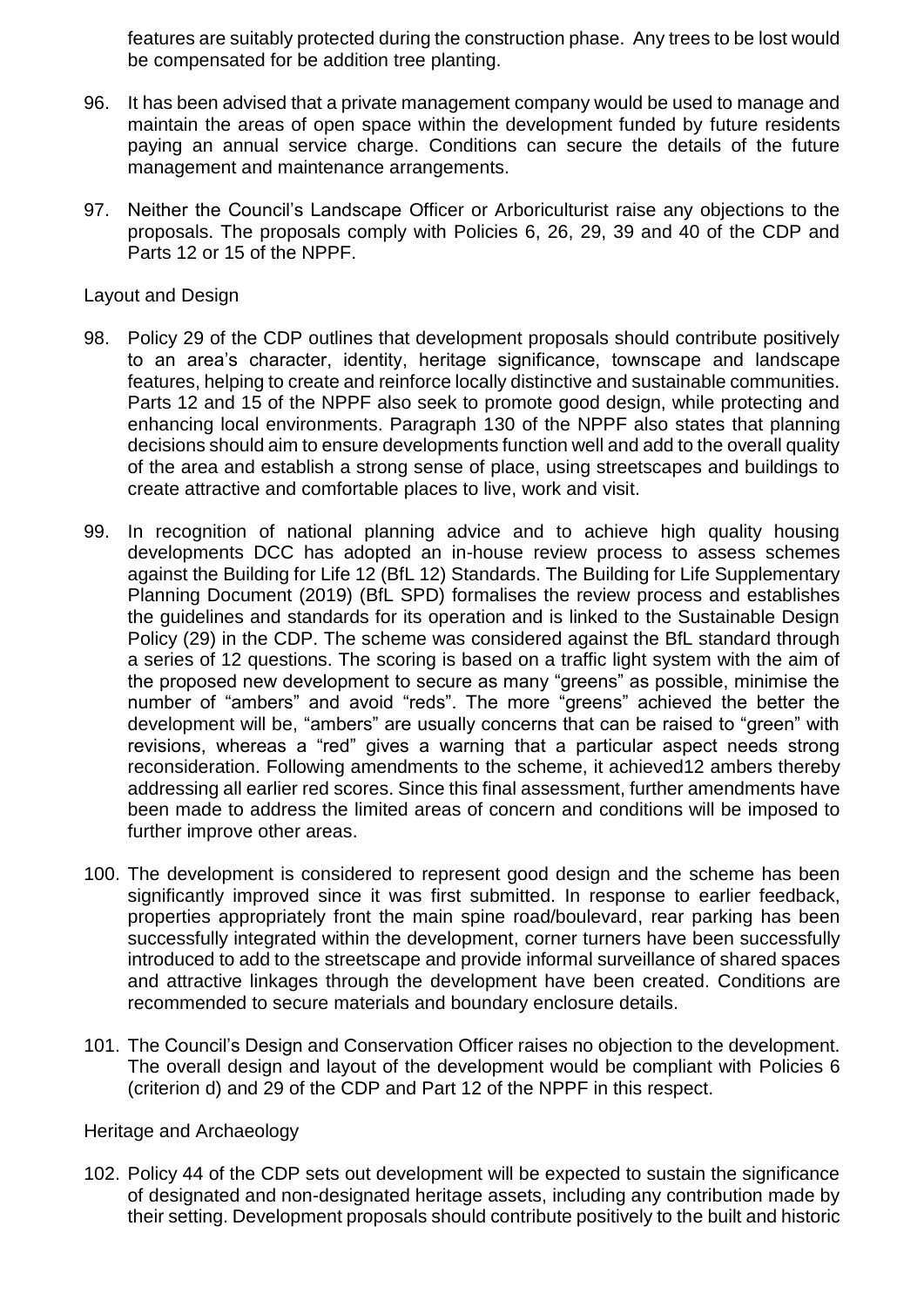features are suitably protected during the construction phase. Any trees to be lost would be compensated for be addition tree planting.

96. It has been advised that a private management company would be used to manage and maintain the areas of open space within the development funded by future residents paying an annual service charge. Conditions can secure the details of the future management and maintenance arrangements.

97. Neither the Council's Landscape Officer or Arboriculturist raise any objections to the proposals. The proposals comply with Policies 6, 26, 29, 39 and 40 of the CDP and Parts 12 or 15 of the NPPF.

Layout and Design

98. Policy 29 of the CDP outlines that development proposals should contribute positively to an area's character, identity, heritage significance, townscape and landscape features, helping to create and reinforce locally distinctive and sustainable communities. Parts 12 and 15 of the NPPF also seek to promote good design, while protecting and enhancing local environments. Paragraph 130 of the NPPF also states that planning decisions should aim to ensure developments function well and add to the overall quality of the area and establish a strong sense of place, using streetscapes and buildings to create attractive and comfortable places to live, work and visit.

99. In recognition of national planning advice and to achieve high quality housing developments DCC has adopted an in-house review process to assess schemes against the Building for Life 12 (BfL 12) Standards. The Building for Life Supplementary Planning Document (2019) (BfL SPD) formalises the review process and establishes the guidelines and standards for its operation and is linked to the Sustainable Design Policy (29) in the CDP. The scheme was considered against the BfL standard through a series of 12 questions. The scoring is based on a traffic light system with the aim of the proposed new development to secure as many "greens" as possible, minimise the number of "ambers" and avoid "reds". The more "greens" achieved the better the development will be, "ambers" are usually concerns that can be raised to "green" with revisions, whereas a "red" gives a warning that a particular aspect needs strong reconsideration. Following amendments to the scheme, it achieved12 ambers thereby addressing all earlier red scores. Since this final assessment, further amendments have been made to address the limited areas of concern and conditions will be imposed to further improve other areas.

100. The development is considered to represent good design and the scheme has been significantly improved since it was first submitted. In response to earlier feedback, properties appropriately front the main spine road/boulevard, rear parking has been successfully integrated within the development, corner turners have been successfully introduced to add to the streetscape and provide informal surveillance of shared spaces and attractive linkages through the development have been created. Conditions are recommended to secure materials and boundary enclosure details.

101. The Council's Design and Conservation Officer raises no objection to the development. The overall design and layout of the development would be compliant with Policies 6 (criterion d) and 29 of the CDP and Part 12 of the NPPF in this respect.

Heritage and Archaeology

102. Policy 44 of the CDP sets out development will be expected to sustain the significance of designated and non-designated heritage assets, including any contribution made by their setting. Development proposals should contribute positively to the built and historic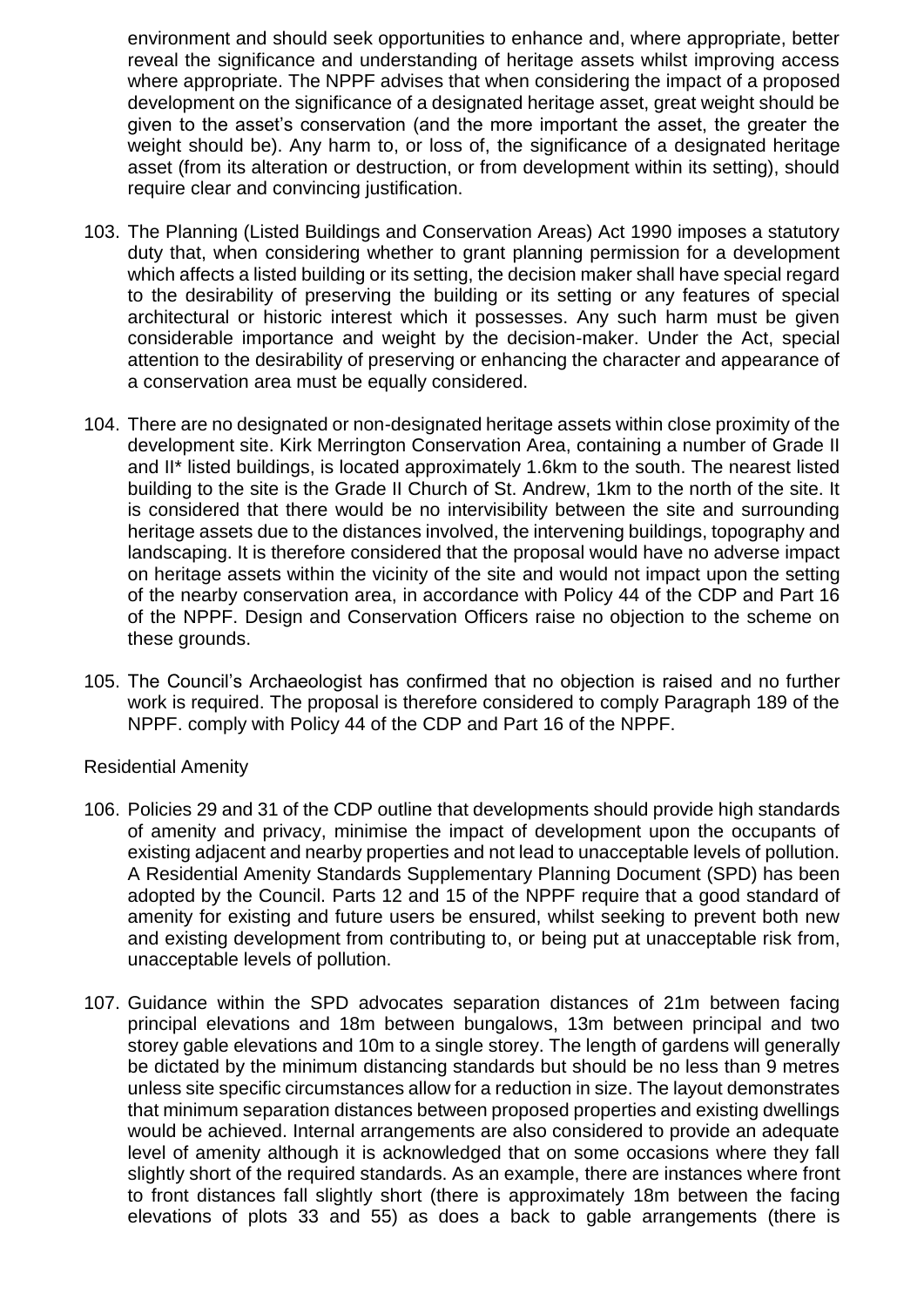environment and should seek opportunities to enhance and, where appropriate, better reveal the significance and understanding of heritage assets whilst improving access where appropriate. The NPPF advises that when considering the impact of a proposed development on the significance of a designated heritage asset, great weight should be given to the asset's conservation (and the more important the asset, the greater the weight should be). Any harm to, or loss of, the significance of a designated heritage asset (from its alteration or destruction, or from development within its setting), should require clear and convincing justification.

103. The Planning (Listed Buildings and Conservation Areas) Act 1990 imposes a statutory duty that, when considering whether to grant planning permission for a development which affects a listed building or its setting, the decision maker shall have special regard to the desirability of preserving the building or its setting or any features of special architectural or historic interest which it possesses. Any such harm must be given considerable importance and weight by the decision-maker. Under the Act, special attention to the desirability of preserving or enhancing the character and appearance of a conservation area must be equally considered.

104. There are no designated or non-designated heritage assets within close proximity of the development site. Kirk Merrington Conservation Area, containing a number of Grade II and II* listed buildings, is located approximately 1.6km to the south. The nearest listed building to the site is the Grade II Church of St. Andrew, 1km to the north of the site. It is considered that there would be no intervisibility between the site and surrounding heritage assets due to the distances involved, the intervening buildings, topography and landscaping. It is therefore considered that the proposal would have no adverse impact on heritage assets within the vicinity of the site and would not impact upon the setting of the nearby conservation area, in accordance with Policy 44 of the CDP and Part 16 of the NPPF. Design and Conservation Officers raise no objection to the scheme on these grounds.

105. The Council's Archaeologist has confirmed that no objection is raised and no further work is required. The proposal is therefore considered to comply Paragraph 189 of the NPPF. comply with Policy 44 of the CDP and Part 16 of the NPPF.

Residential Amenity

106. Policies 29 and 31 of the CDP outline that developments should provide high standards of amenity and privacy, minimise the impact of development upon the occupants of existing adjacent and nearby properties and not lead to unacceptable levels of pollution. A Residential Amenity Standards Supplementary Planning Document (SPD) has been adopted by the Council. Parts 12 and 15 of the NPPF require that a good standard of amenity for existing and future users be ensured, whilst seeking to prevent both new and existing development from contributing to, or being put at unacceptable risk from, unacceptable levels of pollution.

107. Guidance within the SPD advocates separation distances of 21m between facing principal elevations and 18m between bungalows, 13m between principal and two storey gable elevations and 10m to a single storey. The length of gardens will generally be dictated by the minimum distancing standards but should be no less than 9 metres unless site specific circumstances allow for a reduction in size. The layout demonstrates that minimum separation distances between proposed properties and existing dwellings would be achieved. Internal arrangements are also considered to provide an adequate level of amenity although it is acknowledged that on some occasions where they fall slightly short of the required standards. As an example, there are instances where front to front distances fall slightly short (there is approximately 18m between the facing elevations of plots 33 and 55) as does a back to gable arrangements (there is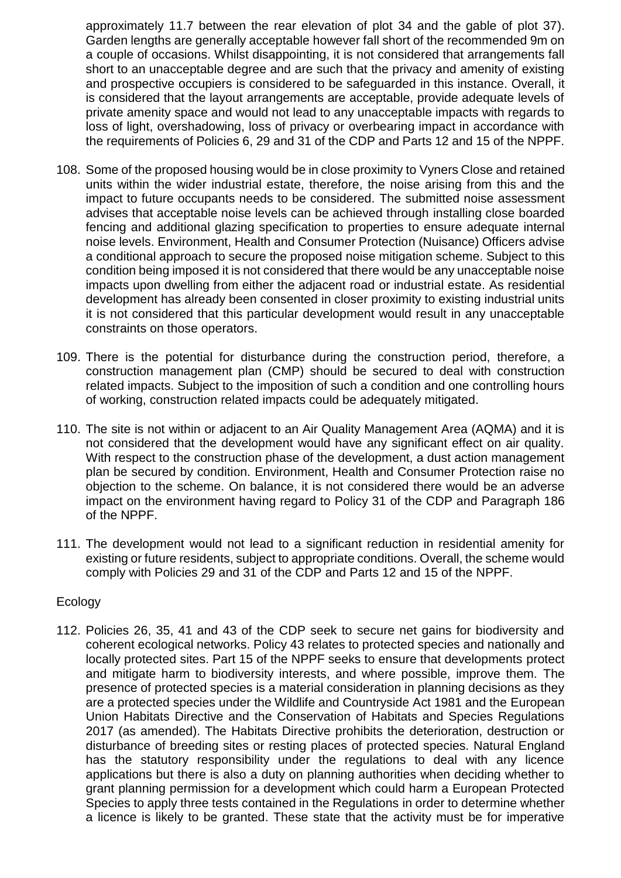approximately 11.7 between the rear elevation of plot 34 and the gable of plot 37). Garden lengths are generally acceptable however fall short of the recommended 9m on a couple of occasions. Whilst disappointing, it is not considered that arrangements fall short to an unacceptable degree and are such that the privacy and amenity of existing and prospective occupiers is considered to be safeguarded in this instance. Overall, it is considered that the layout arrangements are acceptable, provide adequate levels of private amenity space and would not lead to any unacceptable impacts with regards to loss of light, overshadowing, loss of privacy or overbearing impact in accordance with the requirements of Policies 6, 29 and 31 of the CDP and Parts 12 and 15 of the NPPF.

108. Some of the proposed housing would be in close proximity to Vyners Close and retained units within the wider industrial estate, therefore, the noise arising from this and the impact to future occupants needs to be considered. The submitted noise assessment advises that acceptable noise levels can be achieved through installing close boarded fencing and additional glazing specification to properties to ensure adequate internal noise levels. Environment, Health and Consumer Protection (Nuisance) Officers advise a conditional approach to secure the proposed noise mitigation scheme. Subject to this condition being imposed it is not considered that there would be any unacceptable noise impacts upon dwelling from either the adjacent road or industrial estate. As residential development has already been consented in closer proximity to existing industrial units it is not considered that this particular development would result in any unacceptable constraints on those operators.

109. There is the potential for disturbance during the construction period, therefore, a construction management plan (CMP) should be secured to deal with construction related impacts. Subject to the imposition of such a condition and one controlling hours of working, construction related impacts could be adequately mitigated.

110. The site is not within or adjacent to an Air Quality Management Area (AQMA) and it is not considered that the development would have any significant effect on air quality. With respect to the construction phase of the development, a dust action management plan be secured by condition. Environment, Health and Consumer Protection raise no objection to the scheme. On balance, it is not considered there would be an adverse impact on the environment having regard to Policy 31 of the CDP and Paragraph 186 of the NPPF.

111. The development would not lead to a significant reduction in residential amenity for existing or future residents, subject to appropriate conditions. Overall, the scheme would comply with Policies 29 and 31 of the CDP and Parts 12 and 15 of the NPPF.

## Ecology

112. Policies 26, 35, 41 and 43 of the CDP seek to secure net gains for biodiversity and coherent ecological networks. Policy 43 relates to protected species and nationally and locally protected sites. Part 15 of the NPPF seeks to ensure that developments protect and mitigate harm to biodiversity interests, and where possible, improve them. The presence of protected species is a material consideration in planning decisions as they are a protected species under the Wildlife and Countryside Act 1981 and the European Union Habitats Directive and the Conservation of Habitats and Species Regulations 2017 (as amended). The Habitats Directive prohibits the deterioration, destruction or disturbance of breeding sites or resting places of protected species. Natural England has the statutory responsibility under the regulations to deal with any licence applications but there is also a duty on planning authorities when deciding whether to grant planning permission for a development which could harm a European Protected Species to apply three tests contained in the Regulations in order to determine whether a licence is likely to be granted. These state that the activity must be for imperative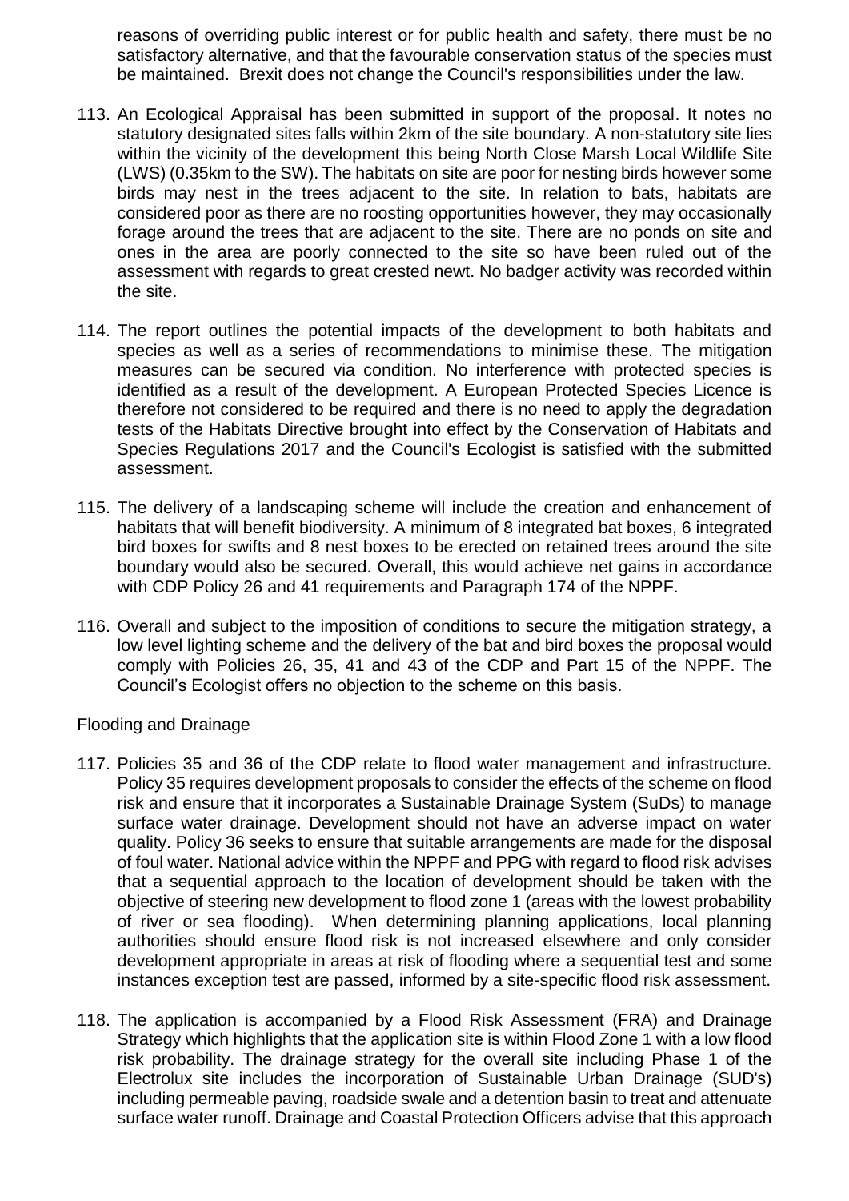reasons of overriding public interest or for public health and safety, there must be no satisfactory alternative, and that the favourable conservation status of the species must be maintained. Brexit does not change the Council's responsibilities under the law.

113. An Ecological Appraisal has been submitted in support of the proposal. It notes no statutory designated sites falls within 2km of the site boundary. A non-statutory site lies within the vicinity of the development this being North Close Marsh Local Wildlife Site (LWS) (0.35km to the SW). The habitats on site are poor for nesting birds however some birds may nest in the trees adjacent to the site. In relation to bats, habitats are considered poor as there are no roosting opportunities however, they may occasionally forage around the trees that are adjacent to the site. There are no ponds on site and ones in the area are poorly connected to the site so have been ruled out of the assessment with regards to great crested newt. No badger activity was recorded within the site.

114. The report outlines the potential impacts of the development to both habitats and species as well as a series of recommendations to minimise these. The mitigation measures can be secured via condition. No interference with protected species is identified as a result of the development. A European Protected Species Licence is therefore not considered to be required and there is no need to apply the degradation tests of the Habitats Directive brought into effect by the Conservation of Habitats and Species Regulations 2017 and the Council's Ecologist is satisfied with the submitted assessment.

115. The delivery of a landscaping scheme will include the creation and enhancement of habitats that will benefit biodiversity. A minimum of 8 integrated bat boxes, 6 integrated bird boxes for swifts and 8 nest boxes to be erected on retained trees around the site boundary would also be secured. Overall, this would achieve net gains in accordance with CDP Policy 26 and 41 requirements and Paragraph 174 of the NPPF.

116. Overall and subject to the imposition of conditions to secure the mitigation strategy, a low level lighting scheme and the delivery of the bat and bird boxes the proposal would comply with Policies 26, 35, 41 and 43 of the CDP and Part 15 of the NPPF. The Council's Ecologist offers no objection to the scheme on this basis.

Flooding and Drainage

117. Policies 35 and 36 of the CDP relate to flood water management and infrastructure. Policy 35 requires development proposals to consider the effects of the scheme on flood risk and ensure that it incorporates a Sustainable Drainage System (SuDs) to manage surface water drainage. Development should not have an adverse impact on water quality. Policy 36 seeks to ensure that suitable arrangements are made for the disposal of foul water. National advice within the NPPF and PPG with regard to flood risk advises that a sequential approach to the location of development should be taken with the objective of steering new development to flood zone 1 (areas with the lowest probability of river or sea flooding). When determining planning applications, local planning authorities should ensure flood risk is not increased elsewhere and only consider development appropriate in areas at risk of flooding where a sequential test and some instances exception test are passed, informed by a site-specific flood risk assessment.

118. The application is accompanied by a Flood Risk Assessment (FRA) and Drainage Strategy which highlights that the application site is within Flood Zone 1 with a low flood risk probability. The drainage strategy for the overall site including Phase 1 of the Electrolux site includes the incorporation of Sustainable Urban Drainage (SUD's) including permeable paving, roadside swale and a detention basin to treat and attenuate surface water runoff. Drainage and Coastal Protection Officers advise that this approach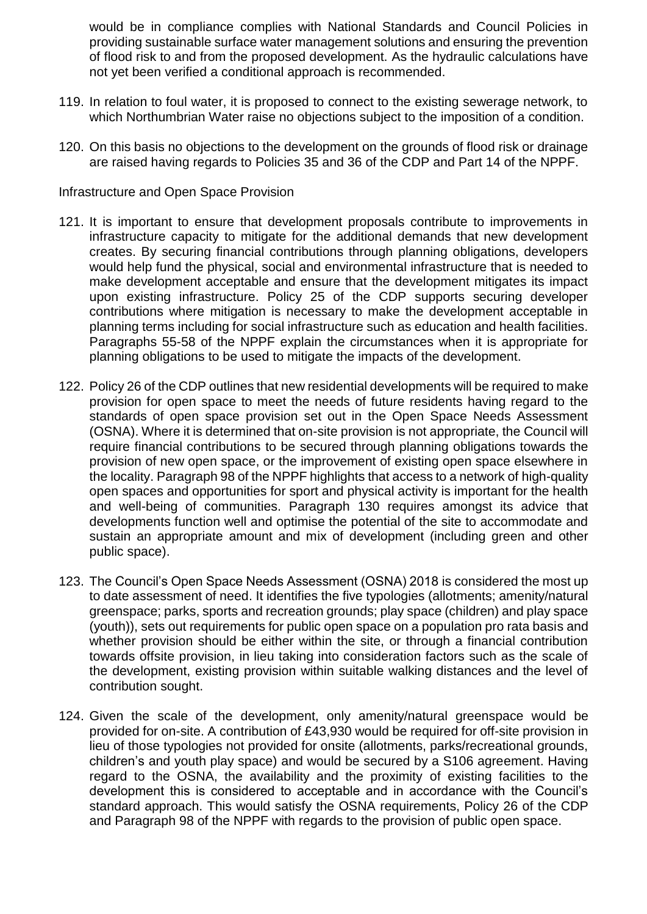would be in compliance complies with National Standards and Council Policies in providing sustainable surface water management solutions and ensuring the prevention of flood risk to and from the proposed development. As the hydraulic calculations have not yet been verified a conditional approach is recommended.

119. In relation to foul water, it is proposed to connect to the existing sewerage network, to which Northumbrian Water raise no objections subject to the imposition of a condition.

120. On this basis no objections to the development on the grounds of flood risk or drainage are raised having regards to Policies 35 and 36 of the CDP and Part 14 of the NPPF.

Infrastructure and Open Space Provision

121. It is important to ensure that development proposals contribute to improvements in infrastructure capacity to mitigate for the additional demands that new development creates. By securing financial contributions through planning obligations, developers would help fund the physical, social and environmental infrastructure that is needed to make development acceptable and ensure that the development mitigates its impact upon existing infrastructure. Policy 25 of the CDP supports securing developer contributions where mitigation is necessary to make the development acceptable in planning terms including for social infrastructure such as education and health facilities. Paragraphs 55-58 of the NPPF explain the circumstances when it is appropriate for planning obligations to be used to mitigate the impacts of the development.

122. Policy 26 of the CDP outlines that new residential developments will be required to make provision for open space to meet the needs of future residents having regard to the standards of open space provision set out in the Open Space Needs Assessment (OSNA). Where it is determined that on-site provision is not appropriate, the Council will require financial contributions to be secured through planning obligations towards the provision of new open space, or the improvement of existing open space elsewhere in the locality. Paragraph 98 of the NPPF highlights that access to a network of high-quality open spaces and opportunities for sport and physical activity is important for the health and well-being of communities. Paragraph 130 requires amongst its advice that developments function well and optimise the potential of the site to accommodate and sustain an appropriate amount and mix of development (including green and other public space).

123. The Council's Open Space Needs Assessment (OSNA) 2018 is considered the most up to date assessment of need. It identifies the five typologies (allotments; amenity/natural greenspace; parks, sports and recreation grounds; play space (children) and play space (youth)), sets out requirements for public open space on a population pro rata basis and whether provision should be either within the site, or through a financial contribution towards offsite provision, in lieu taking into consideration factors such as the scale of the development, existing provision within suitable walking distances and the level of contribution sought.

124. Given the scale of the development, only amenity/natural greenspace would be provided for on-site. A contribution of £43,930 would be required for off-site provision in lieu of those typologies not provided for onsite (allotments, parks/recreational grounds, children's and youth play space) and would be secured by a S106 agreement. Having regard to the OSNA, the availability and the proximity of existing facilities to the development this is considered to acceptable and in accordance with the Council's standard approach. This would satisfy the OSNA requirements, Policy 26 of the CDP and Paragraph 98 of the NPPF with regards to the provision of public open space.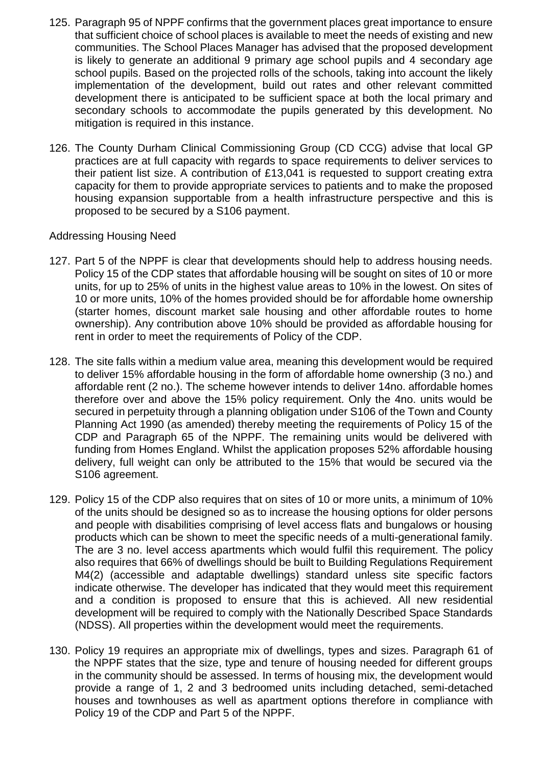125. Paragraph 95 of NPPF confirms that the government places great importance to ensure that sufficient choice of school places is available to meet the needs of existing and new communities. The School Places Manager has advised that the proposed development is likely to generate an additional 9 primary age school pupils and 4 secondary age school pupils. Based on the projected rolls of the schools, taking into account the likely implementation of the development, build out rates and other relevant committed development there is anticipated to be sufficient space at both the local primary and secondary schools to accommodate the pupils generated by this development. No mitigation is required in this instance.

126. The County Durham Clinical Commissioning Group (CD CCG) advise that local GP practices are at full capacity with regards to space requirements to deliver services to their patient list size. A contribution of £13,041 is requested to support creating extra capacity for them to provide appropriate services to patients and to make the proposed housing expansion supportable from a health infrastructure perspective and this is proposed to be secured by a S106 payment.

Addressing Housing Need

127. Part 5 of the NPPF is clear that developments should help to address housing needs. Policy 15 of the CDP states that affordable housing will be sought on sites of 10 or more units, for up to 25% of units in the highest value areas to 10% in the lowest. On sites of 10 or more units, 10% of the homes provided should be for affordable home ownership (starter homes, discount market sale housing and other affordable routes to home ownership). Any contribution above 10% should be provided as affordable housing for rent in order to meet the requirements of Policy of the CDP.

128. The site falls within a medium value area, meaning this development would be required to deliver 15% affordable housing in the form of affordable home ownership (3 no.) and affordable rent (2 no.). The scheme however intends to deliver 14no. affordable homes therefore over and above the 15% policy requirement. Only the 4no. units would be secured in perpetuity through a planning obligation under S106 of the Town and County Planning Act 1990 (as amended) thereby meeting the requirements of Policy 15 of the CDP and Paragraph 65 of the NPPF. The remaining units would be delivered with funding from Homes England. Whilst the application proposes 52% affordable housing delivery, full weight can only be attributed to the 15% that would be secured via the S106 agreement.

129. Policy 15 of the CDP also requires that on sites of 10 or more units, a minimum of 10% of the units should be designed so as to increase the housing options for older persons and people with disabilities comprising of level access flats and bungalows or housing products which can be shown to meet the specific needs of a multi-generational family. The are 3 no. level access apartments which would fulfil this requirement. The policy also requires that 66% of dwellings should be built to Building Regulations Requirement M4(2) (accessible and adaptable dwellings) standard unless site specific factors indicate otherwise. The developer has indicated that they would meet this requirement and a condition is proposed to ensure that this is achieved. All new residential development will be required to comply with the Nationally Described Space Standards (NDSS). All properties within the development would meet the requirements.

130. Policy 19 requires an appropriate mix of dwellings, types and sizes. Paragraph 61 of the NPPF states that the size, type and tenure of housing needed for different groups in the community should be assessed. In terms of housing mix, the development would provide a range of 1, 2 and 3 bedroomed units including detached, semi-detached houses and townhouses as well as apartment options therefore in compliance with Policy 19 of the CDP and Part 5 of the NPPF.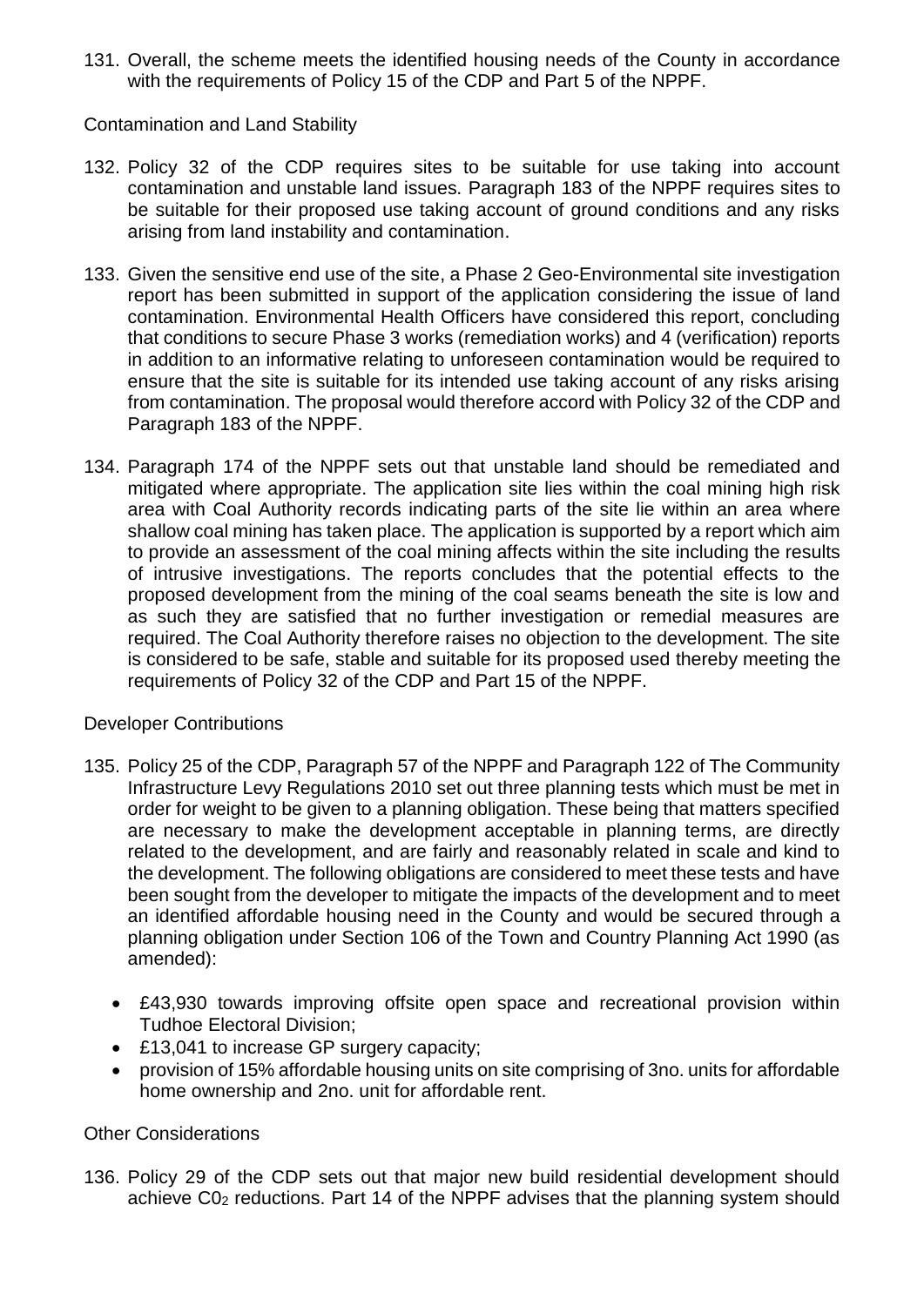131. Overall, the scheme meets the identified housing needs of the County in accordance with the requirements of Policy 15 of the CDP and Part 5 of the NPPF.

Contamination and Land Stability

132. Policy 32 of the CDP requires sites to be suitable for use taking into account contamination and unstable land issues. Paragraph 183 of the NPPF requires sites to be suitable for their proposed use taking account of ground conditions and any risks arising from land instability and contamination.

133. Given the sensitive end use of the site, a Phase 2 Geo-Environmental site investigation report has been submitted in support of the application considering the issue of land contamination. Environmental Health Officers have considered this report, concluding that conditions to secure Phase 3 works (remediation works) and 4 (verification) reports in addition to an informative relating to unforeseen contamination would be required to ensure that the site is suitable for its intended use taking account of any risks arising from contamination. The proposal would therefore accord with Policy 32 of the CDP and Paragraph 183 of the NPPF.

134. Paragraph 174 of the NPPF sets out that unstable land should be remediated and mitigated where appropriate. The application site lies within the coal mining high risk area with Coal Authority records indicating parts of the site lie within an area where shallow coal mining has taken place. The application is supported by a report which aim to provide an assessment of the coal mining affects within the site including the results of intrusive investigations. The reports concludes that the potential effects to the proposed development from the mining of the coal seams beneath the site is low and as such they are satisfied that no further investigation or remedial measures are required. The Coal Authority therefore raises no objection to the development. The site is considered to be safe, stable and suitable for its proposed used thereby meeting the requirements of Policy 32 of the CDP and Part 15 of the NPPF.

Developer Contributions

135. Policy 25 of the CDP, Paragraph 57 of the NPPF and Paragraph 122 of The Community Infrastructure Levy Regulations 2010 set out three planning tests which must be met in order for weight to be given to a planning obligation. These being that matters specified are necessary to make the development acceptable in planning terms, are directly related to the development, and are fairly and reasonably related in scale and kind to the development. The following obligations are considered to meet these tests and have been sought from the developer to mitigate the impacts of the development and to meet an identified affordable housing need in the County and would be secured through a planning obligation under Section 106 of the Town and Country Planning Act 1990 (as amended):

- £43,930 towards improving offsite open space and recreational provision within Tudhoe Electoral Division;
- £13,041 to increase GP surgery capacity;
- provision of 15% affordable housing units on site comprising of 3no. units for affordable home ownership and 2no. unit for affordable rent.

Other Considerations

136. Policy 29 of the CDP sets out that major new build residential development should achieve $C0_2$ reductions. Part 14 of the NPPF advises that the planning system should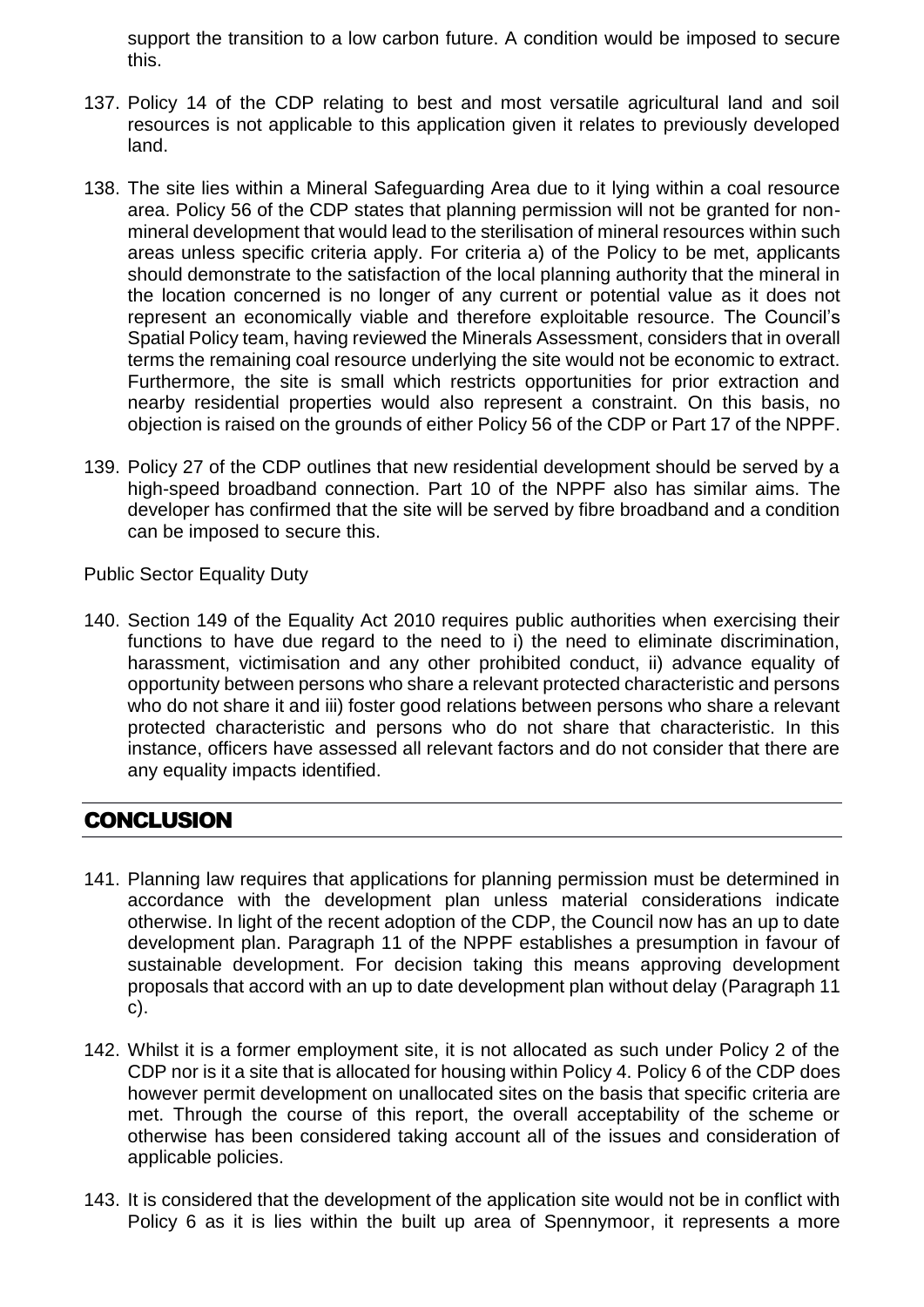support the transition to a low carbon future. A condition would be imposed to secure this.

137. Policy 14 of the CDP relating to best and most versatile agricultural land and soil resources is not applicable to this application given it relates to previously developed land.

138. The site lies within a Mineral Safeguarding Area due to it lying within a coal resource area. Policy 56 of the CDP states that planning permission will not be granted for non-mineral development that would lead to the sterilisation of mineral resources within such areas unless specific criteria apply. For criteria a) of the Policy to be met, applicants should demonstrate to the satisfaction of the local planning authority that the mineral in the location concerned is no longer of any current or potential value as it does not represent an economically viable and therefore exploitable resource. The Council's Spatial Policy team, having reviewed the Minerals Assessment, considers that in overall terms the remaining coal resource underlying the site would not be economic to extract. Furthermore, the site is small which restricts opportunities for prior extraction and nearby residential properties would also represent a constraint. On this basis, no objection is raised on the grounds of either Policy 56 of the CDP or Part 17 of the NPPF.

139. Policy 27 of the CDP outlines that new residential development should be served by a high-speed broadband connection. Part 10 of the NPPF also has similar aims. The developer has confirmed that the site will be served by fibre broadband and a condition can be imposed to secure this.

Public Sector Equality Duty

140. Section 149 of the Equality Act 2010 requires public authorities when exercising their functions to have due regard to the need to i) the need to eliminate discrimination, harassment, victimisation and any other prohibited conduct, ii) advance equality of opportunity between persons who share a relevant protected characteristic and persons who do not share it and iii) foster good relations between persons who share a relevant protected characteristic and persons who do not share that characteristic. In this instance, officers have assessed all relevant factors and do not consider that there are any equality impacts identified.

## CONCLUSION

141. Planning law requires that applications for planning permission must be determined in accordance with the development plan unless material considerations indicate otherwise. In light of the recent adoption of the CDP, the Council now has an up to date development plan. Paragraph 11 of the NPPF establishes a presumption in favour of sustainable development. For decision taking this means approving development proposals that accord with an up to date development plan without delay (Paragraph 11 c).

142. Whilst it is a former employment site, it is not allocated as such under Policy 2 of the CDP nor is it a site that is allocated for housing within Policy 4. Policy 6 of the CDP does however permit development on unallocated sites on the basis that specific criteria are met. Through the course of this report, the overall acceptability of the scheme or otherwise has been considered taking account all of the issues and consideration of applicable policies.

143. It is considered that the development of the application site would not be in conflict with Policy 6 as it is lies within the built up area of Spennymoor, it represents a more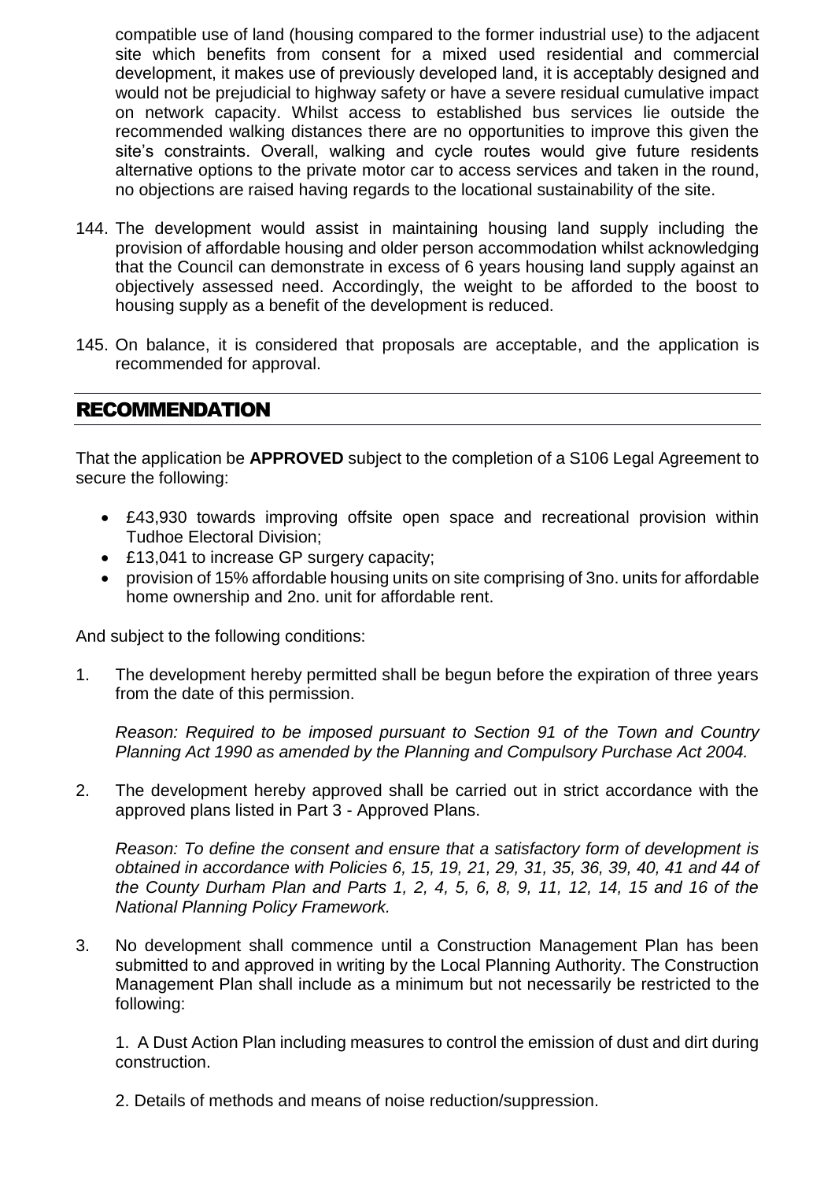compatible use of land (housing compared to the former industrial use) to the adjacent site which benefits from consent for a mixed used residential and commercial development, it makes use of previously developed land, it is acceptably designed and would not be prejudicial to highway safety or have a severe residual cumulative impact on network capacity. Whilst access to established bus services lie outside the recommended walking distances there are no opportunities to improve this given the site's constraints. Overall, walking and cycle routes would give future residents alternative options to the private motor car to access services and taken in the round, no objections are raised having regards to the locational sustainability of the site.

144. The development would assist in maintaining housing land supply including the provision of affordable housing and older person accommodation whilst acknowledging that the Council can demonstrate in excess of 6 years housing land supply against an objectively assessed need. Accordingly, the weight to be afforded to the boost to housing supply as a benefit of the development is reduced.

145. On balance, it is considered that proposals are acceptable, and the application is recommended for approval.

## RECOMMENDATION

That the application be **APPROVED** subject to the completion of a S106 Legal Agreement to secure the following:

- £43,930 towards improving offsite open space and recreational provision within Tudhoe Electoral Division;
- £13,041 to increase GP surgery capacity;
- provision of 15% affordable housing units on site comprising of 3no. units for affordable home ownership and 2no. unit for affordable rent.

And subject to the following conditions:

1. The development hereby permitted shall be begun before the expiration of three years from the date of this permission.

   *Reason: Required to be imposed pursuant to Section 91 of the Town and Country Planning Act 1990 as amended by the Planning and Compulsory Purchase Act 2004.*

2. The development hereby approved shall be carried out in strict accordance with the approved plans listed in Part 3 - Approved Plans.

   *Reason: To define the consent and ensure that a satisfactory form of development is obtained in accordance with Policies 6, 15, 19, 21, 29, 31, 35, 36, 39, 40, 41 and 44 of the County Durham Plan and Parts 1, 2, 4, 5, 6, 8, 9, 11, 12, 14, 15 and 16 of the National Planning Policy Framework.*

3. No development shall commence until a Construction Management Plan has been submitted to and approved in writing by the Local Planning Authority. The Construction Management Plan shall include as a minimum but not necessarily be restricted to the following:

   1. A Dust Action Plan including measures to control the emission of dust and dirt during construction.

   2. Details of methods and means of noise reduction/suppression.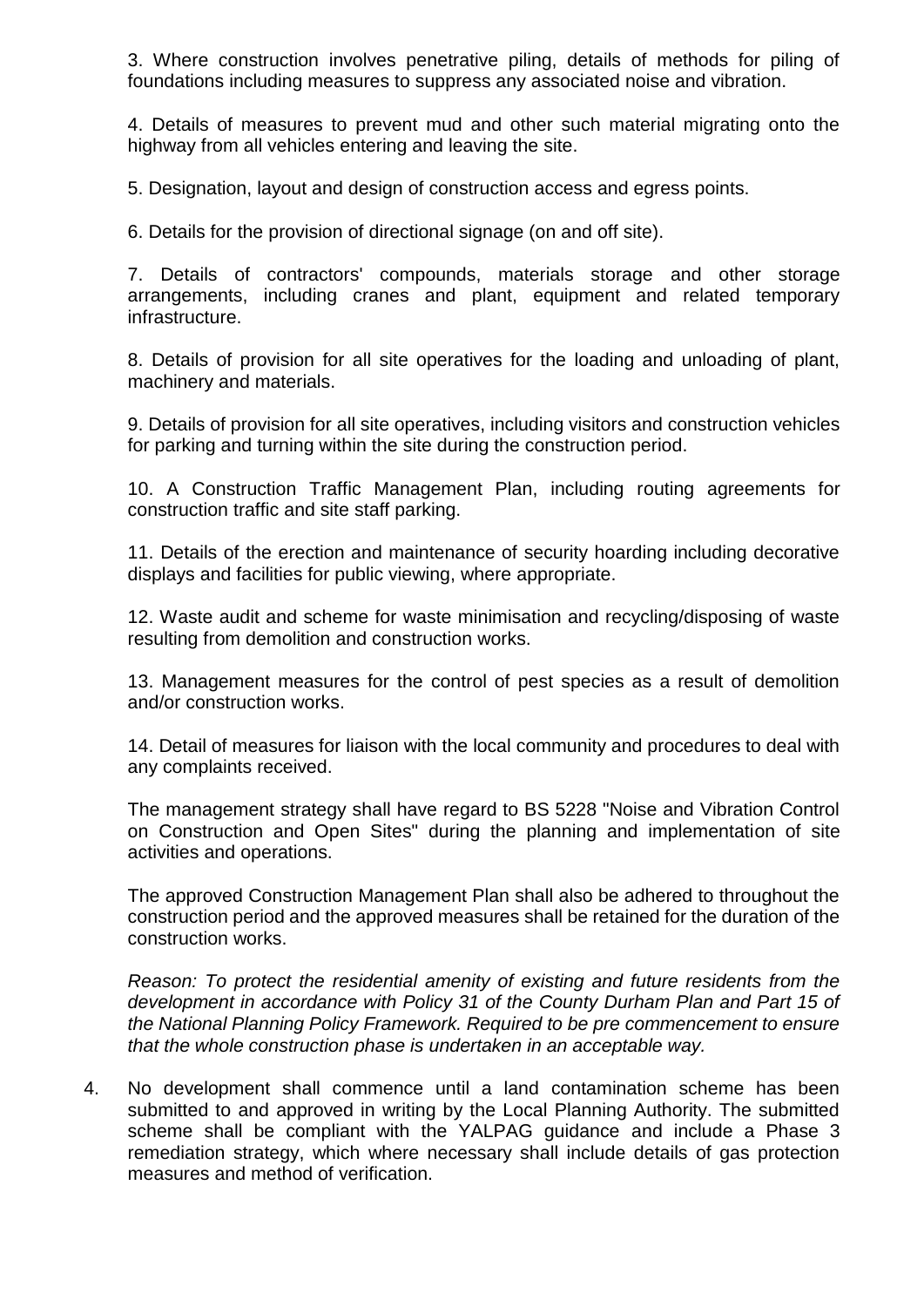3. Where construction involves penetrative piling, details of methods for piling of foundations including measures to suppress any associated noise and vibration.

4. Details of measures to prevent mud and other such material migrating onto the highway from all vehicles entering and leaving the site.

5. Designation, layout and design of construction access and egress points.

6. Details for the provision of directional signage (on and off site).

7. Details of contractors' compounds, materials storage and other storage arrangements, including cranes and plant, equipment and related temporary infrastructure.

8. Details of provision for all site operatives for the loading and unloading of plant, machinery and materials.

9. Details of provision for all site operatives, including visitors and construction vehicles for parking and turning within the site during the construction period.

10. A Construction Traffic Management Plan, including routing agreements for construction traffic and site staff parking.

11. Details of the erection and maintenance of security hoarding including decorative displays and facilities for public viewing, where appropriate.

12. Waste audit and scheme for waste minimisation and recycling/disposing of waste resulting from demolition and construction works.

13. Management measures for the control of pest species as a result of demolition and/or construction works.

14. Detail of measures for liaison with the local community and procedures to deal with any complaints received.

The management strategy shall have regard to BS 5228 "Noise and Vibration Control on Construction and Open Sites" during the planning and implementation of site activities and operations.

The approved Construction Management Plan shall also be adhered to throughout the construction period and the approved measures shall be retained for the duration of the construction works.

*Reason: To protect the residential amenity of existing and future residents from the development in accordance with Policy 31 of the County Durham Plan and Part 15 of the National Planning Policy Framework. Required to be pre commencement to ensure that the whole construction phase is undertaken in an acceptable way.*

4. No development shall commence until a land contamination scheme has been submitted to and approved in writing by the Local Planning Authority. The submitted scheme shall be compliant with the YALPAG guidance and include a Phase 3 remediation strategy, which where necessary shall include details of gas protection measures and method of verification.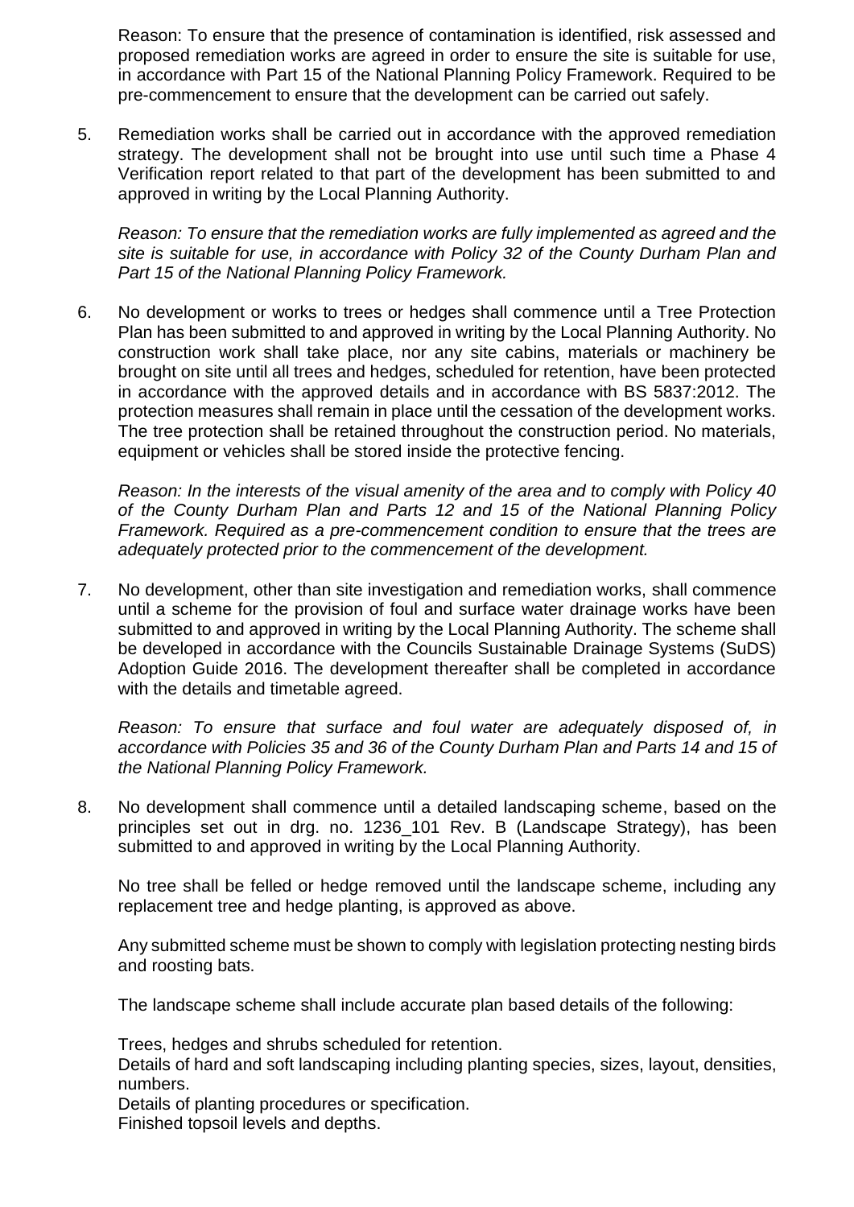Reason: To ensure that the presence of contamination is identified, risk assessed and proposed remediation works are agreed in order to ensure the site is suitable for use, in accordance with Part 15 of the National Planning Policy Framework. Required to be pre-commencement to ensure that the development can be carried out safely.

5. Remediation works shall be carried out in accordance with the approved remediation strategy. The development shall not be brought into use until such time a Phase 4 Verification report related to that part of the development has been submitted to and approved in writing by the Local Planning Authority.

   *Reason: To ensure that the remediation works are fully implemented as agreed and the site is suitable for use, in accordance with Policy 32 of the County Durham Plan and Part 15 of the National Planning Policy Framework.*

6. No development or works to trees or hedges shall commence until a Tree Protection Plan has been submitted to and approved in writing by the Local Planning Authority. No construction work shall take place, nor any site cabins, materials or machinery be brought on site until all trees and hedges, scheduled for retention, have been protected in accordance with the approved details and in accordance with BS 5837:2012. The protection measures shall remain in place until the cessation of the development works. The tree protection shall be retained throughout the construction period. No materials, equipment or vehicles shall be stored inside the protective fencing.

   *Reason: In the interests of the visual amenity of the area and to comply with Policy 40 of the County Durham Plan and Parts 12 and 15 of the National Planning Policy Framework. Required as a pre-commencement condition to ensure that the trees are adequately protected prior to the commencement of the development.*

7. No development, other than site investigation and remediation works, shall commence until a scheme for the provision of foul and surface water drainage works have been submitted to and approved in writing by the Local Planning Authority. The scheme shall be developed in accordance with the Councils Sustainable Drainage Systems (SuDS) Adoption Guide 2016. The development thereafter shall be completed in accordance with the details and timetable agreed.

   *Reason: To ensure that surface and foul water are adequately disposed of, in accordance with Policies 35 and 36 of the County Durham Plan and Parts 14 and 15 of the National Planning Policy Framework.*

8. No development shall commence until a detailed landscaping scheme, based on the principles set out in drg. no. 1236_101 Rev. B (Landscape Strategy), has been submitted to and approved in writing by the Local Planning Authority.

   No tree shall be felled or hedge removed until the landscape scheme, including any replacement tree and hedge planting, is approved as above.

   Any submitted scheme must be shown to comply with legislation protecting nesting birds and roosting bats.

   The landscape scheme shall include accurate plan based details of the following:

   Trees, hedges and shrubs scheduled for retention.
   Details of hard and soft landscaping including planting species, sizes, layout, densities, numbers.
   Details of planting procedures or specification.
   Finished topsoil levels and depths.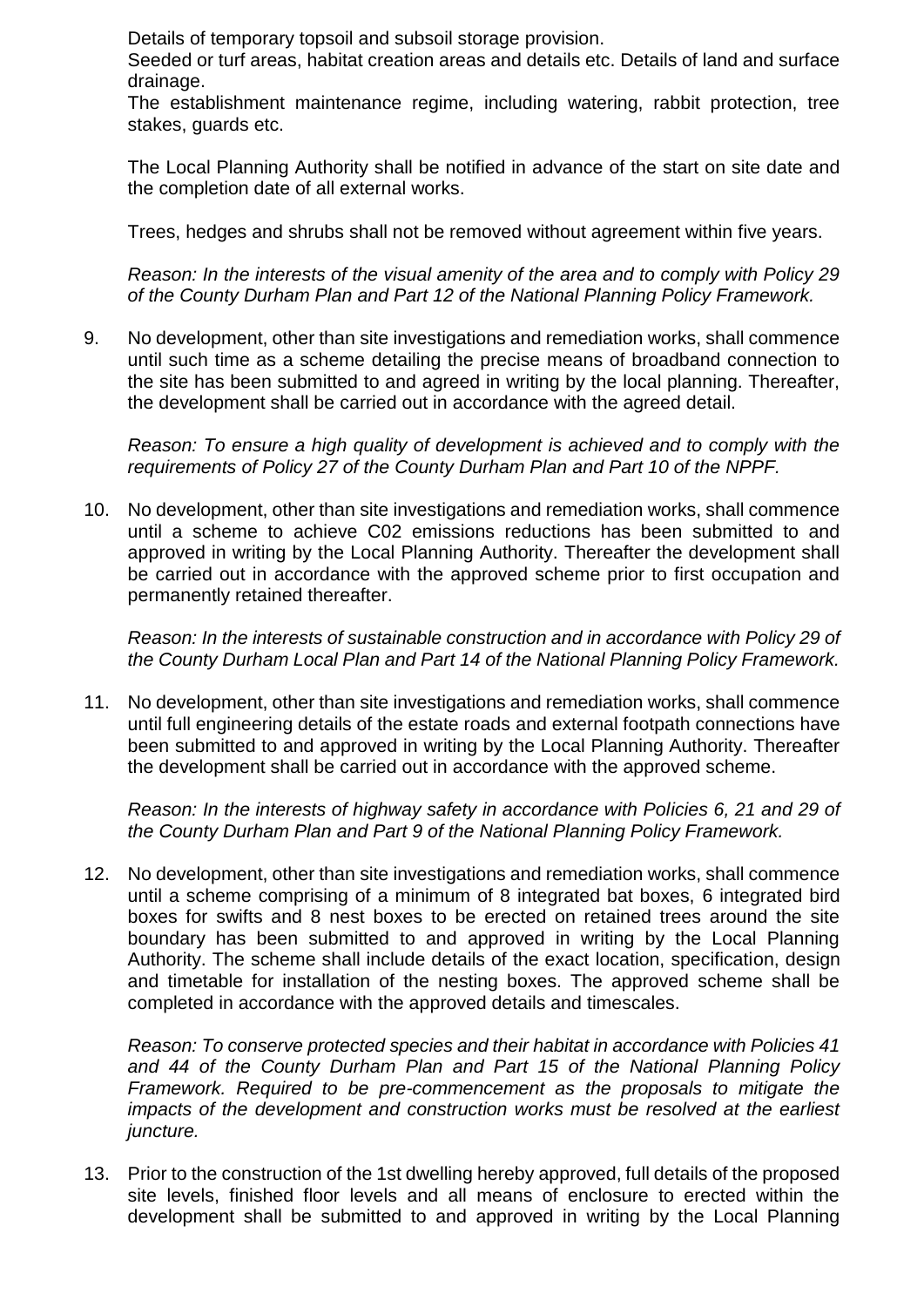Details of temporary topsoil and subsoil storage provision.
Seeded or turf areas, habitat creation areas and details etc. Details of land and surface drainage.
The establishment maintenance regime, including watering, rabbit protection, tree stakes, guards etc.

The Local Planning Authority shall be notified in advance of the start on site date and the completion date of all external works.

Trees, hedges and shrubs shall not be removed without agreement within five years.

*Reason: In the interests of the visual amenity of the area and to comply with Policy 29 of the County Durham Plan and Part 12 of the National Planning Policy Framework.*

9. No development, other than site investigations and remediation works, shall commence until such time as a scheme detailing the precise means of broadband connection to the site has been submitted to and agreed in writing by the local planning. Thereafter, the development shall be carried out in accordance with the agreed detail.

   *Reason: To ensure a high quality of development is achieved and to comply with the requirements of Policy 27 of the County Durham Plan and Part 10 of the NPPF.*

10. No development, other than site investigations and remediation works, shall commence until a scheme to achieve C02 emissions reductions has been submitted to and approved in writing by the Local Planning Authority. Thereafter the development shall be carried out in accordance with the approved scheme prior to first occupation and permanently retained thereafter.

    *Reason: In the interests of sustainable construction and in accordance with Policy 29 of the County Durham Local Plan and Part 14 of the National Planning Policy Framework.*

11. No development, other than site investigations and remediation works, shall commence until full engineering details of the estate roads and external footpath connections have been submitted to and approved in writing by the Local Planning Authority. Thereafter the development shall be carried out in accordance with the approved scheme.

    *Reason: In the interests of highway safety in accordance with Policies 6, 21 and 29 of the County Durham Plan and Part 9 of the National Planning Policy Framework.*

12. No development, other than site investigations and remediation works, shall commence until a scheme comprising of a minimum of 8 integrated bat boxes, 6 integrated bird boxes for swifts and 8 nest boxes to be erected on retained trees around the site boundary has been submitted to and approved in writing by the Local Planning Authority. The scheme shall include details of the exact location, specification, design and timetable for installation of the nesting boxes. The approved scheme shall be completed in accordance with the approved details and timescales.

    *Reason: To conserve protected species and their habitat in accordance with Policies 41 and 44 of the County Durham Plan and Part 15 of the National Planning Policy Framework. Required to be pre-commencement as the proposals to mitigate the impacts of the development and construction works must be resolved at the earliest juncture.*

13. Prior to the construction of the 1st dwelling hereby approved, full details of the proposed site levels, finished floor levels and all means of enclosure to erected within the development shall be submitted to and approved in writing by the Local Planning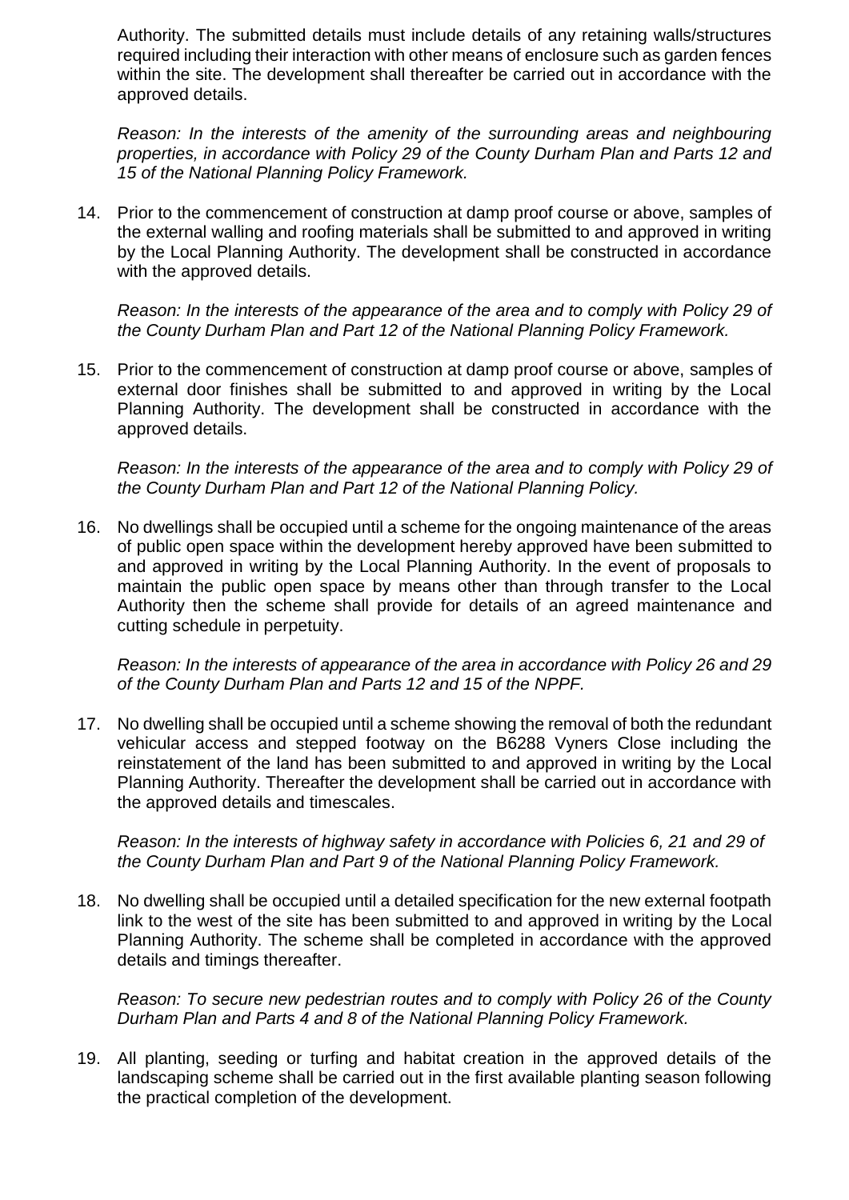Authority. The submitted details must include details of any retaining walls/structures required including their interaction with other means of enclosure such as garden fences within the site. The development shall thereafter be carried out in accordance with the approved details.

*Reason: In the interests of the amenity of the surrounding areas and neighbouring properties, in accordance with Policy 29 of the County Durham Plan and Parts 12 and 15 of the National Planning Policy Framework.*

14. Prior to the commencement of construction at damp proof course or above, samples of the external walling and roofing materials shall be submitted to and approved in writing by the Local Planning Authority. The development shall be constructed in accordance with the approved details.

    *Reason: In the interests of the appearance of the area and to comply with Policy 29 of the County Durham Plan and Part 12 of the National Planning Policy Framework.*

15. Prior to the commencement of construction at damp proof course or above, samples of external door finishes shall be submitted to and approved in writing by the Local Planning Authority. The development shall be constructed in accordance with the approved details.

    *Reason: In the interests of the appearance of the area and to comply with Policy 29 of the County Durham Plan and Part 12 of the National Planning Policy.*

16. No dwellings shall be occupied until a scheme for the ongoing maintenance of the areas of public open space within the development hereby approved have been submitted to and approved in writing by the Local Planning Authority. In the event of proposals to maintain the public open space by means other than through transfer to the Local Authority then the scheme shall provide for details of an agreed maintenance and cutting schedule in perpetuity.

    *Reason: In the interests of appearance of the area in accordance with Policy 26 and 29 of the County Durham Plan and Parts 12 and 15 of the NPPF.*

17. No dwelling shall be occupied until a scheme showing the removal of both the redundant vehicular access and stepped footway on the B6288 Vyners Close including the reinstatement of the land has been submitted to and approved in writing by the Local Planning Authority. Thereafter the development shall be carried out in accordance with the approved details and timescales.

    *Reason: In the interests of highway safety in accordance with Policies 6, 21 and 29 of the County Durham Plan and Part 9 of the National Planning Policy Framework.*

18. No dwelling shall be occupied until a detailed specification for the new external footpath link to the west of the site has been submitted to and approved in writing by the Local Planning Authority. The scheme shall be completed in accordance with the approved details and timings thereafter.

    *Reason: To secure new pedestrian routes and to comply with Policy 26 of the County Durham Plan and Parts 4 and 8 of the National Planning Policy Framework.*

19. All planting, seeding or turfing and habitat creation in the approved details of the landscaping scheme shall be carried out in the first available planting season following the practical completion of the development.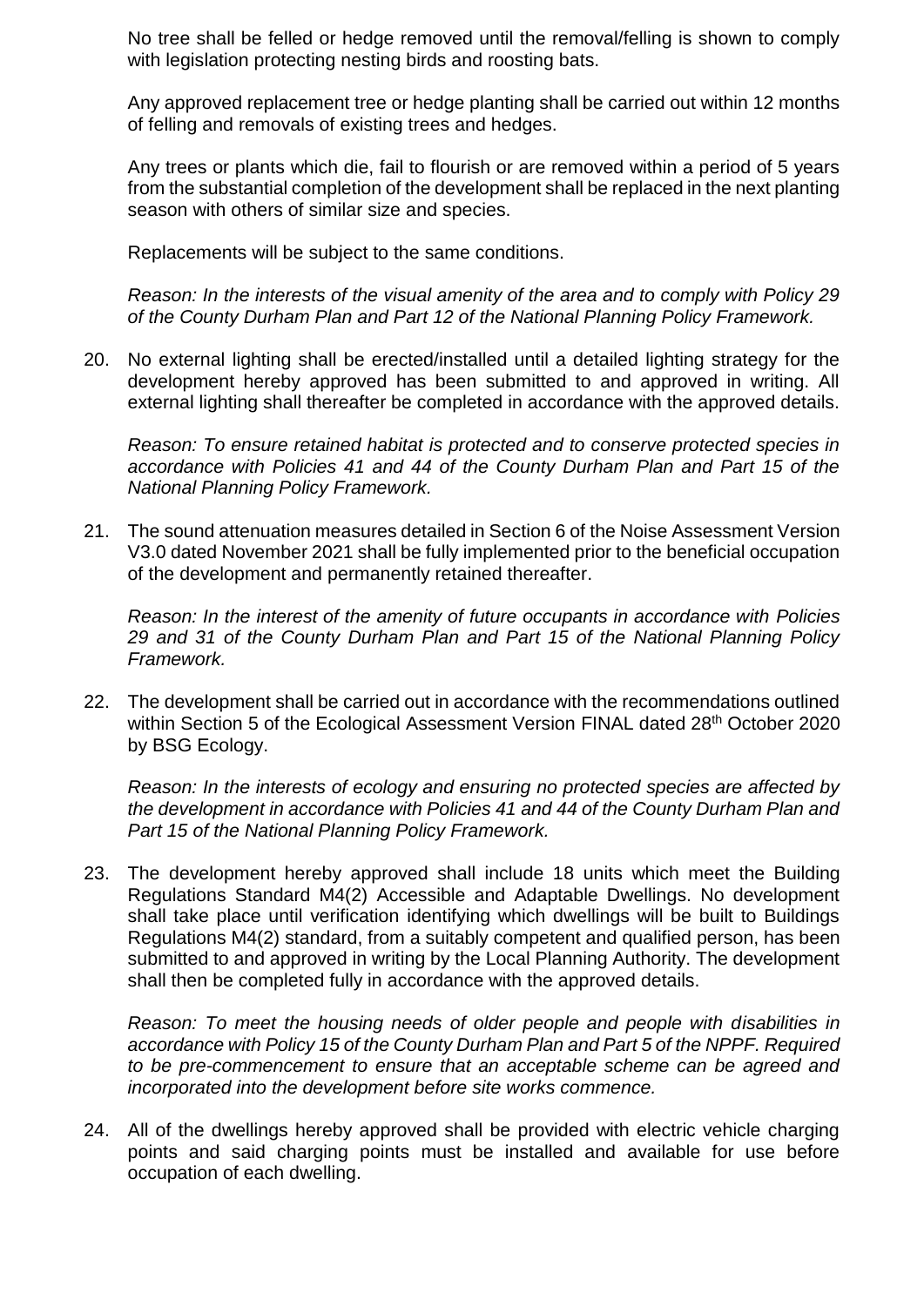No tree shall be felled or hedge removed until the removal/felling is shown to comply with legislation protecting nesting birds and roosting bats.

Any approved replacement tree or hedge planting shall be carried out within 12 months of felling and removals of existing trees and hedges.

Any trees or plants which die, fail to flourish or are removed within a period of 5 years from the substantial completion of the development shall be replaced in the next planting season with others of similar size and species.

Replacements will be subject to the same conditions.

*Reason: In the interests of the visual amenity of the area and to comply with Policy 29 of the County Durham Plan and Part 12 of the National Planning Policy Framework.*

20. No external lighting shall be erected/installed until a detailed lighting strategy for the development hereby approved has been submitted to and approved in writing. All external lighting shall thereafter be completed in accordance with the approved details.

    *Reason: To ensure retained habitat is protected and to conserve protected species in accordance with Policies 41 and 44 of the County Durham Plan and Part 15 of the National Planning Policy Framework.*

21. The sound attenuation measures detailed in Section 6 of the Noise Assessment Version V3.0 dated November 2021 shall be fully implemented prior to the beneficial occupation of the development and permanently retained thereafter.

    *Reason: In the interest of the amenity of future occupants in accordance with Policies 29 and 31 of the County Durham Plan and Part 15 of the National Planning Policy Framework.*

22. The development shall be carried out in accordance with the recommendations outlined within Section 5 of the Ecological Assessment Version FINAL dated 28th October 2020 by BSG Ecology.

    *Reason: In the interests of ecology and ensuring no protected species are affected by the development in accordance with Policies 41 and 44 of the County Durham Plan and Part 15 of the National Planning Policy Framework.*

23. The development hereby approved shall include 18 units which meet the Building Regulations Standard M4(2) Accessible and Adaptable Dwellings. No development shall take place until verification identifying which dwellings will be built to Buildings Regulations M4(2) standard, from a suitably competent and qualified person, has been submitted to and approved in writing by the Local Planning Authority. The development shall then be completed fully in accordance with the approved details.

    *Reason: To meet the housing needs of older people and people with disabilities in accordance with Policy 15 of the County Durham Plan and Part 5 of the NPPF. Required to be pre-commencement to ensure that an acceptable scheme can be agreed and incorporated into the development before site works commence.*

24. All of the dwellings hereby approved shall be provided with electric vehicle charging points and said charging points must be installed and available for use before occupation of each dwelling.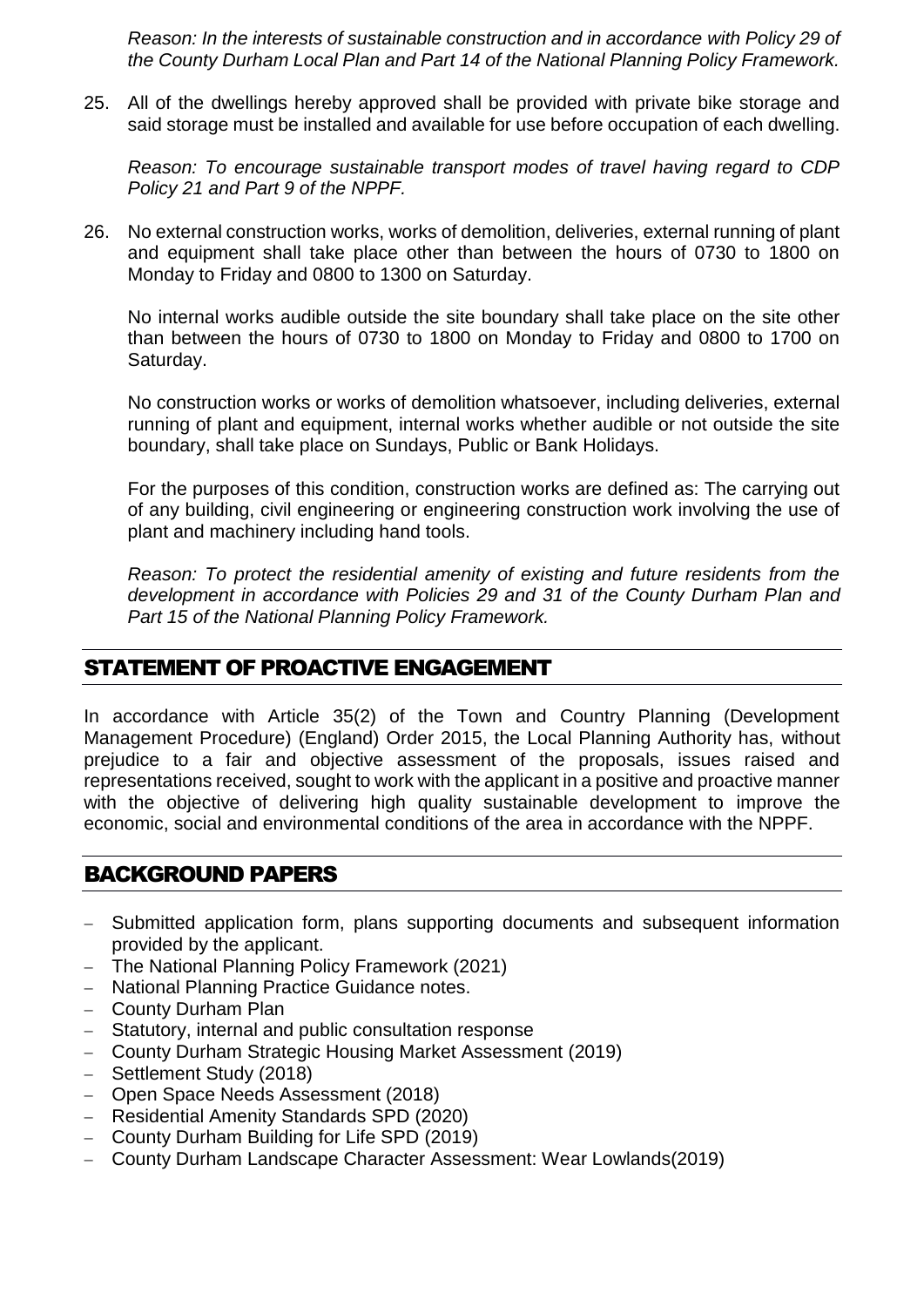*Reason: In the interests of sustainable construction and in accordance with Policy 29 of the County Durham Local Plan and Part 14 of the National Planning Policy Framework.*

25. All of the dwellings hereby approved shall be provided with private bike storage and said storage must be installed and available for use before occupation of each dwelling.

    *Reason: To encourage sustainable transport modes of travel having regard to CDP Policy 21 and Part 9 of the NPPF.*

26. No external construction works, works of demolition, deliveries, external running of plant and equipment shall take place other than between the hours of 0730 to 1800 on Monday to Friday and 0800 to 1300 on Saturday.

    No internal works audible outside the site boundary shall take place on the site other than between the hours of 0730 to 1800 on Monday to Friday and 0800 to 1700 on Saturday.

    No construction works or works of demolition whatsoever, including deliveries, external running of plant and equipment, internal works whether audible or not outside the site boundary, shall take place on Sundays, Public or Bank Holidays.

    For the purposes of this condition, construction works are defined as: The carrying out of any building, civil engineering or engineering construction work involving the use of plant and machinery including hand tools.

    *Reason: To protect the residential amenity of existing and future residents from the development in accordance with Policies 29 and 31 of the County Durham Plan and Part 15 of the National Planning Policy Framework.*

## STATEMENT OF PROACTIVE ENGAGEMENT

In accordance with Article 35(2) of the Town and Country Planning (Development Management Procedure) (England) Order 2015, the Local Planning Authority has, without prejudice to a fair and objective assessment of the proposals, issues raised and representations received, sought to work with the applicant in a positive and proactive manner with the objective of delivering high quality sustainable development to improve the economic, social and environmental conditions of the area in accordance with the NPPF.

## BACKGROUND PAPERS

- Submitted application form, plans supporting documents and subsequent information provided by the applicant.
- The National Planning Policy Framework (2021)
- National Planning Practice Guidance notes.
- County Durham Plan
- Statutory, internal and public consultation response
- County Durham Strategic Housing Market Assessment (2019)
- Settlement Study (2018)
- Open Space Needs Assessment (2018)
- Residential Amenity Standards SPD (2020)
- County Durham Building for Life SPD (2019)
- County Durham Landscape Character Assessment: Wear Lowlands(2019)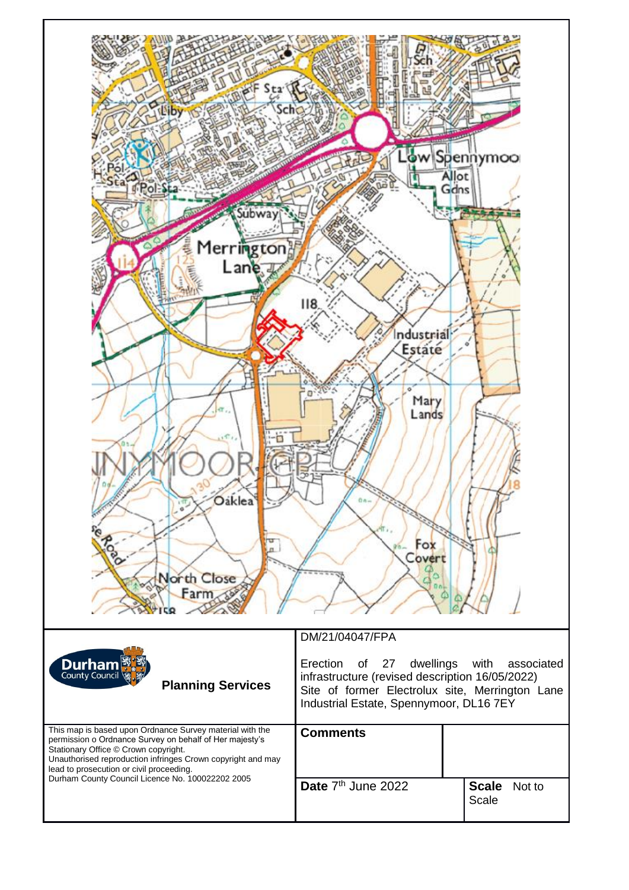Durham County Council

**Planning Services**

DM/21/04047/FPA

Erection of 27 dwellings with associated infrastructure (revised description 16/05/2022) Site of former Electrolux site, Merrington Lane Industrial Estate, Spennymoor, DL16 7EY

This map is based upon Ordnance Survey material with the permission o Ordnance Survey on behalf of Her majesty's Stationary Office © Crown copyright.
Unauthorised reproduction infringes Crown copyright and may lead to prosecution or civil proceeding.
Durham County Council Licence No. 100022202 2005

| | |
|---|---|
| **Comments** | |
| **Date** 7th June 2022 | **Scale** Not to Scale |